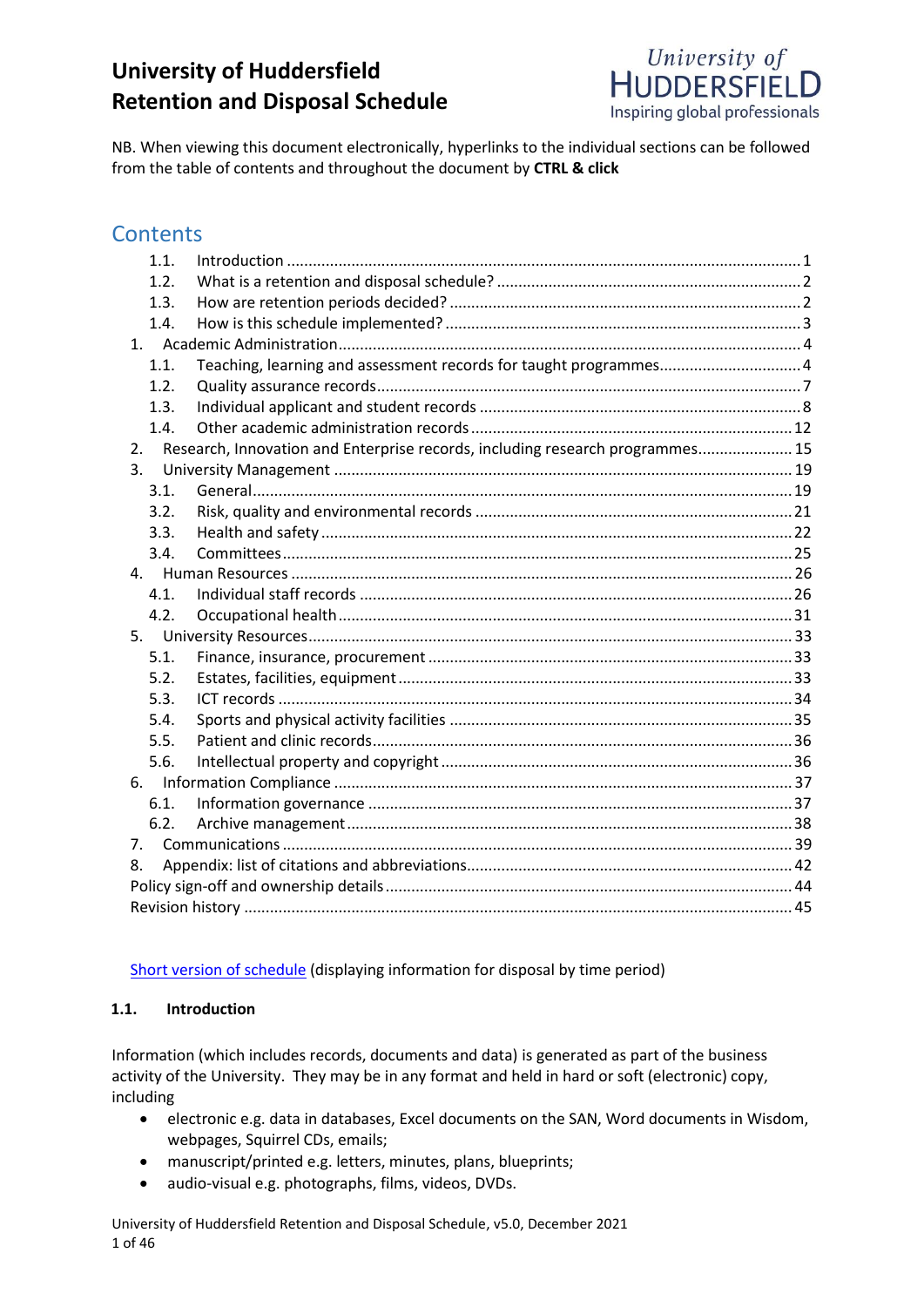# University of Huddersfield Retention and Disposal Schedule

NB. When viewing this document electronically, hyperlinks to the individual sections can be followed from the table of contents and throughout the document by **CTRL & click**

## Contents

- 1.1. Introduction .......... 1
- 1.2. What is a retention and disposal schedule? .......... 2
- 1.3. How are retention periods decided? .......... 2
- 1.4. How is this schedule implemented? .......... 3
- 1. Academic Administration .......... 4
  - 1.1. Teaching, learning and assessment records for taught programmes .......... 4
  - 1.2. Quality assurance records .......... 7
  - 1.3. Individual applicant and student records .......... 8
  - 1.4. Other academic administration records .......... 12
- 2. Research, Innovation and Enterprise records, including research programmes .......... 15
- 3. University Management .......... 19
  - 3.1. General .......... 19
  - 3.2. Risk, quality and environmental records .......... 21
  - 3.3. Health and safety .......... 22
  - 3.4. Committees .......... 25
- 4. Human Resources .......... 26
  - 4.1. Individual staff records .......... 26
  - 4.2. Occupational health .......... 31
- 5. University Resources .......... 33
  - 5.1. Finance, insurance, procurement .......... 33
  - 5.2. Estates, facilities, equipment .......... 33
  - 5.3. ICT records .......... 34
  - 5.4. Sports and physical activity facilities .......... 35
  - 5.5. Patient and clinic records .......... 36
  - 5.6. Intellectual property and copyright .......... 36
- 6. Information Compliance .......... 37
  - 6.1. Information governance .......... 37
  - 6.2. Archive management .......... 38
- 7. Communications .......... 39
- 8. Appendix: list of citations and abbreviations .......... 42
- Policy sign-off and ownership details .......... 44
- Revision history .......... 45

Short version of schedule (displaying information for disposal by time period)

### 1.1. Introduction

Information (which includes records, documents and data) is generated as part of the business activity of the University. They may be in any format and held in hard or soft (electronic) copy, including

- electronic e.g. data in databases, Excel documents on the SAN, Word documents in Wisdom, webpages, Squirrel CDs, emails;
- manuscript/printed e.g. letters, minutes, plans, blueprints;
- audio-visual e.g. photographs, films, videos, DVDs.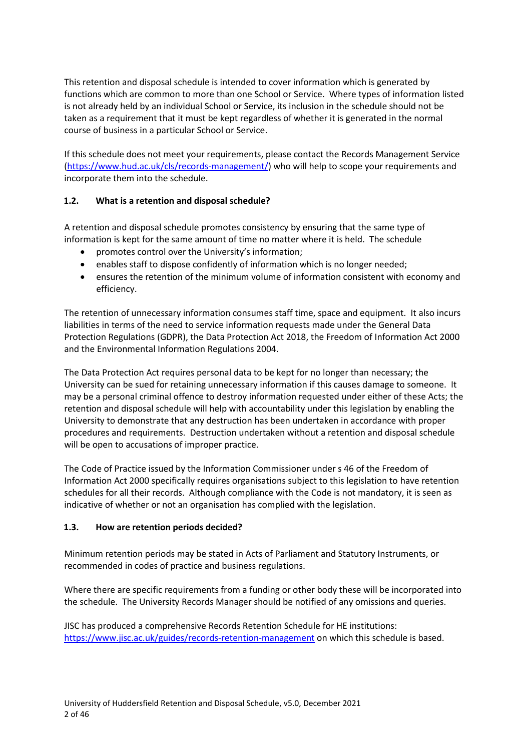This retention and disposal schedule is intended to cover information which is generated by functions which are common to more than one School or Service. Where types of information listed is not already held by an individual School or Service, its inclusion in the schedule should not be taken as a requirement that it must be kept regardless of whether it is generated in the normal course of business in a particular School or Service.

If this schedule does not meet your requirements, please contact the Records Management Service ([https://www.hud.ac.uk/cls/records-management/](https://www.hud.ac.uk/cls/records-management/)) who will help to scope your requirements and incorporate them into the schedule.

### 1.2. What is a retention and disposal schedule?

A retention and disposal schedule promotes consistency by ensuring that the same type of information is kept for the same amount of time no matter where it is held. The schedule

- promotes control over the University's information;
- enables staff to dispose confidently of information which is no longer needed;
- ensures the retention of the minimum volume of information consistent with economy and efficiency.

The retention of unnecessary information consumes staff time, space and equipment. It also incurs liabilities in terms of the need to service information requests made under the General Data Protection Regulations (GDPR), the Data Protection Act 2018, the Freedom of Information Act 2000 and the Environmental Information Regulations 2004.

The Data Protection Act requires personal data to be kept for no longer than necessary; the University can be sued for retaining unnecessary information if this causes damage to someone. It may be a personal criminal offence to destroy information requested under either of these Acts; the retention and disposal schedule will help with accountability under this legislation by enabling the University to demonstrate that any destruction has been undertaken in accordance with proper procedures and requirements. Destruction undertaken without a retention and disposal schedule will be open to accusations of improper practice.

The Code of Practice issued by the Information Commissioner under s 46 of the Freedom of Information Act 2000 specifically requires organisations subject to this legislation to have retention schedules for all their records. Although compliance with the Code is not mandatory, it is seen as indicative of whether or not an organisation has complied with the legislation.

### 1.3. How are retention periods decided?

Minimum retention periods may be stated in Acts of Parliament and Statutory Instruments, or recommended in codes of practice and business regulations.

Where there are specific requirements from a funding or other body these will be incorporated into the schedule. The University Records Manager should be notified of any omissions and queries.

JISC has produced a comprehensive Records Retention Schedule for HE institutions: [https://www.jisc.ac.uk/guides/records-retention-management](https://www.jisc.ac.uk/guides/records-retention-management) on which this schedule is based.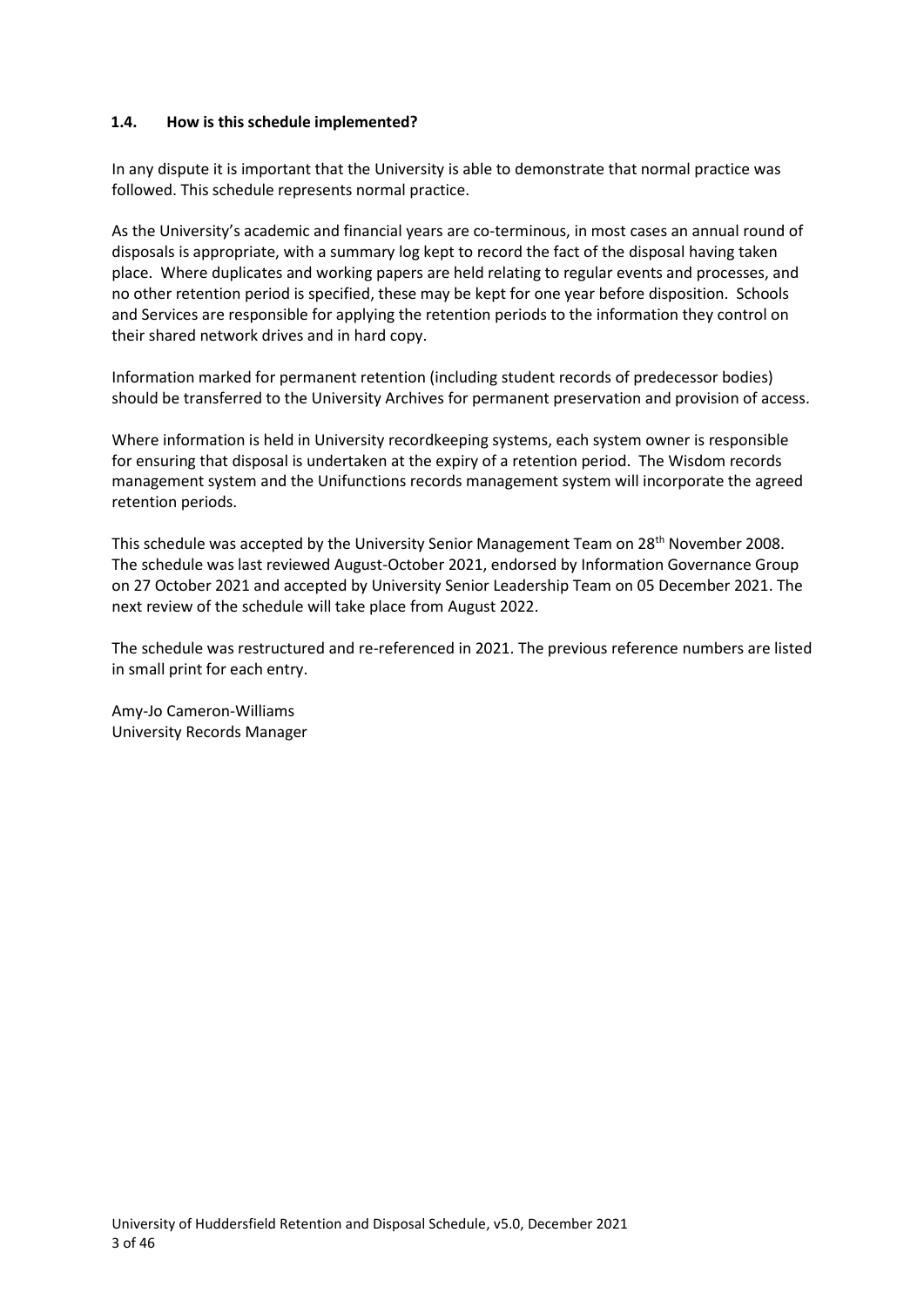### 1.4. How is this schedule implemented?

In any dispute it is important that the University is able to demonstrate that normal practice was followed. This schedule represents normal practice.

As the University's academic and financial years are co-terminous, in most cases an annual round of disposals is appropriate, with a summary log kept to record the fact of the disposal having taken place. Where duplicates and working papers are held relating to regular events and processes, and no other retention period is specified, these may be kept for one year before disposition. Schools and Services are responsible for applying the retention periods to the information they control on their shared network drives and in hard copy.

Information marked for permanent retention (including student records of predecessor bodies) should be transferred to the University Archives for permanent preservation and provision of access.

Where information is held in University recordkeeping systems, each system owner is responsible for ensuring that disposal is undertaken at the expiry of a retention period. The Wisdom records management system and the Unifunctions records management system will incorporate the agreed retention periods.

This schedule was accepted by the University Senior Management Team on 28th November 2008. The schedule was last reviewed August-October 2021, endorsed by Information Governance Group on 27 October 2021 and accepted by University Senior Leadership Team on 05 December 2021. The next review of the schedule will take place from August 2022.

The schedule was restructured and re-referenced in 2021. The previous reference numbers are listed in small print for each entry.

Amy-Jo Cameron-Williams
University Records Manager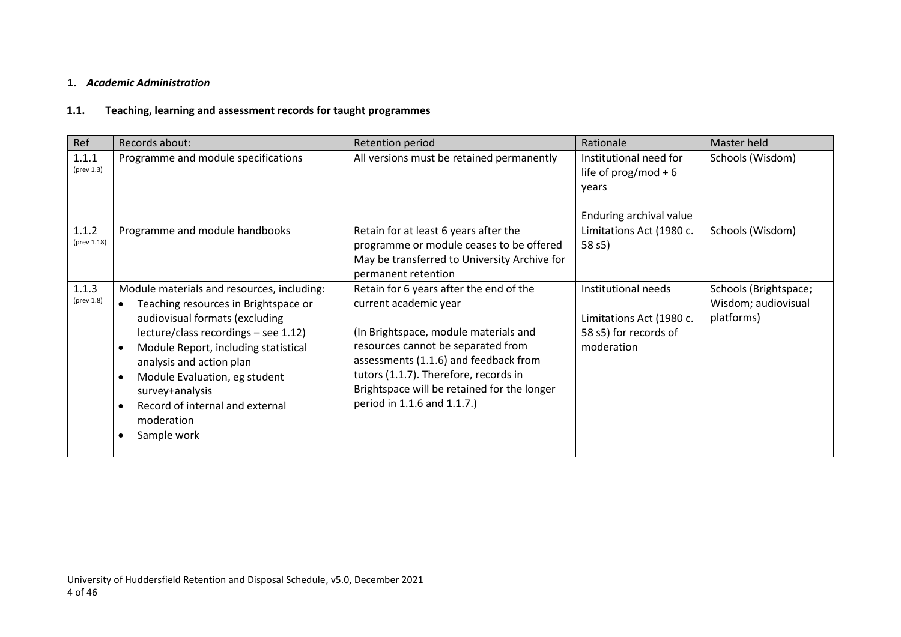## 1. *Academic Administration*

### 1.1. Teaching, learning and assessment records for taught programmes

| Ref | Records about: | Retention period | Rationale | Master held |
|---|---|---|---|---|
| 1.1.1 (prev 1.3) | Programme and module specifications | All versions must be retained permanently | Institutional need for life of prog/mod + 6 years<br><br>Enduring archival value | Schools (Wisdom) |
| 1.1.2 (prev 1.18) | Programme and module handbooks | Retain for at least 6 years after the programme or module ceases to be offered May be transferred to University Archive for permanent retention | Limitations Act (1980 c. 58 s5) | Schools (Wisdom) |
| 1.1.3 (prev 1.8) | Module materials and resources, including:<br>• Teaching resources in Brightspace or audiovisual formats (excluding lecture/class recordings – see 1.12)<br>• Module Report, including statistical analysis and action plan<br>• Module Evaluation, eg student survey+analysis<br>• Record of internal and external moderation<br>• Sample work | Retain for 6 years after the end of the current academic year<br><br>(In Brightspace, module materials and resources cannot be separated from assessments (1.1.6) and feedback from tutors (1.1.7). Therefore, records in Brightspace will be retained for the longer period in 1.1.6 and 1.1.7.) | Institutional needs<br><br>Limitations Act (1980 c. 58 s5) for records of moderation | Schools (Brightspace; Wisdom; audiovisual platforms) |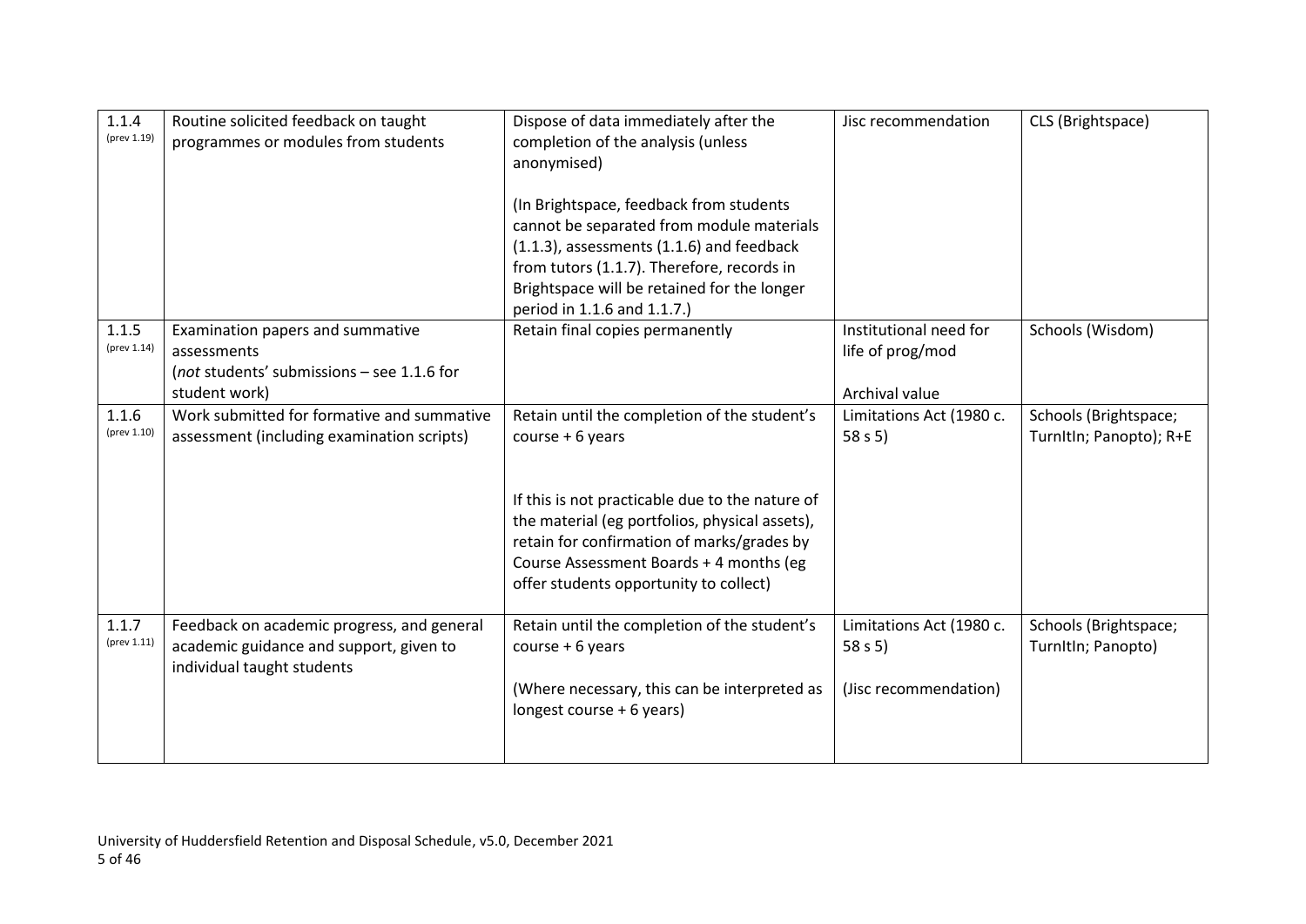| | | | | |
|---|---|---|---|---|
| 1.1.4 (prev 1.19) | Routine solicited feedback on taught programmes or modules from students | Dispose of data immediately after the completion of the analysis (unless anonymised)<br><br>(In Brightspace, feedback from students cannot be separated from module materials (1.1.3), assessments (1.1.6) and feedback from tutors (1.1.7). Therefore, records in Brightspace will be retained for the longer period in 1.1.6 and 1.1.7.) | Jisc recommendation | CLS (Brightspace) |
| 1.1.5 (prev 1.14) | Examination papers and summative assessments<br>(*not* students' submissions – see 1.1.6 for student work) | Retain final copies permanently | Institutional need for life of prog/mod<br><br>Archival value | Schools (Wisdom) |
| 1.1.6 (prev 1.10) | Work submitted for formative and summative assessment (including examination scripts) | Retain until the completion of the student's course + 6 years<br><br>If this is not practicable due to the nature of the material (eg portfolios, physical assets), retain for confirmation of marks/grades by Course Assessment Boards + 4 months (eg offer students opportunity to collect) | Limitations Act (1980 c. 58 s 5) | Schools (Brightspace; TurnItIn; Panopto); R+E |
| 1.1.7 (prev 1.11) | Feedback on academic progress, and general academic guidance and support, given to individual taught students | Retain until the completion of the student's course + 6 years<br><br>(Where necessary, this can be interpreted as longest course + 6 years) | Limitations Act (1980 c. 58 s 5)<br><br>(Jisc recommendation) | Schools (Brightspace; TurnItIn; Panopto) |

University of Huddersfield Retention and Disposal Schedule, v5.0, December 2021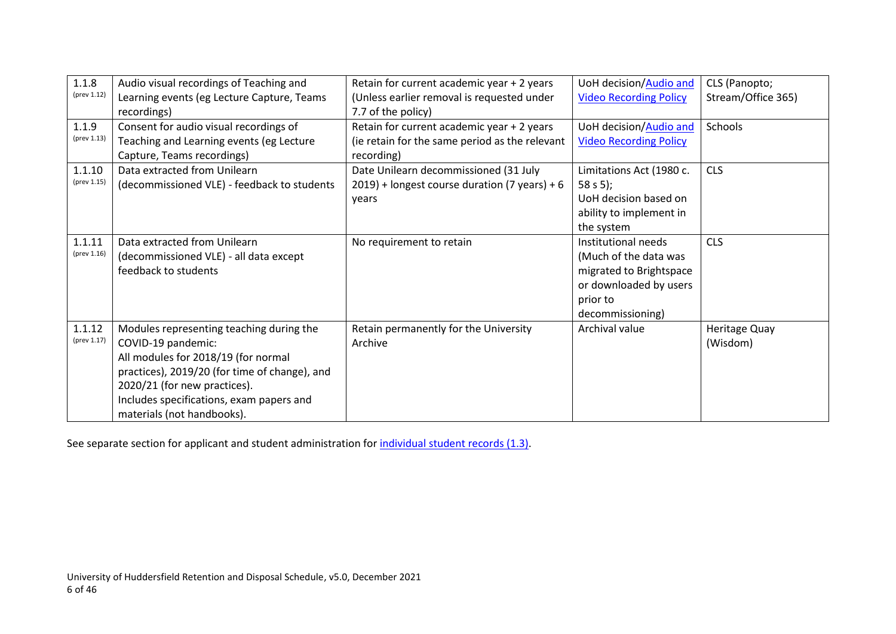| 1.1.8 (prev 1.12) | Audio visual recordings of Teaching and Learning events (eg Lecture Capture, Teams recordings) | Retain for current academic year + 2 years (Unless earlier removal is requested under 7.7 of the policy) | UoH decision/Audio and Video Recording Policy | CLS (Panopto; Stream/Office 365) |
|---|---|---|---|---|
| 1.1.9 (prev 1.13) | Consent for audio visual recordings of Teaching and Learning events (eg Lecture Capture, Teams recordings) | Retain for current academic year + 2 years (ie retain for the same period as the relevant recording) | UoH decision/Audio and Video Recording Policy | Schools |
| 1.1.10 (prev 1.15) | Data extracted from Unilearn (decommissioned VLE) - feedback to students | Date Unilearn decommissioned (31 July 2019) + longest course duration (7 years) + 6 years | Limitations Act (1980 c. 58 s 5); UoH decision based on ability to implement in the system | CLS |
| 1.1.11 (prev 1.16) | Data extracted from Unilearn (decommissioned VLE) - all data except feedback to students | No requirement to retain | Institutional needs (Much of the data was migrated to Brightspace or downloaded by users prior to decommissioning) | CLS |
| 1.1.12 (prev 1.17) | Modules representing teaching during the COVID-19 pandemic: All modules for 2018/19 (for normal practices), 2019/20 (for time of change), and 2020/21 (for new practices). Includes specifications, exam papers and materials (not handbooks). | Retain permanently for the University Archive | Archival value | Heritage Quay (Wisdom) |

See separate section for applicant and student administration for individual student records (1.3).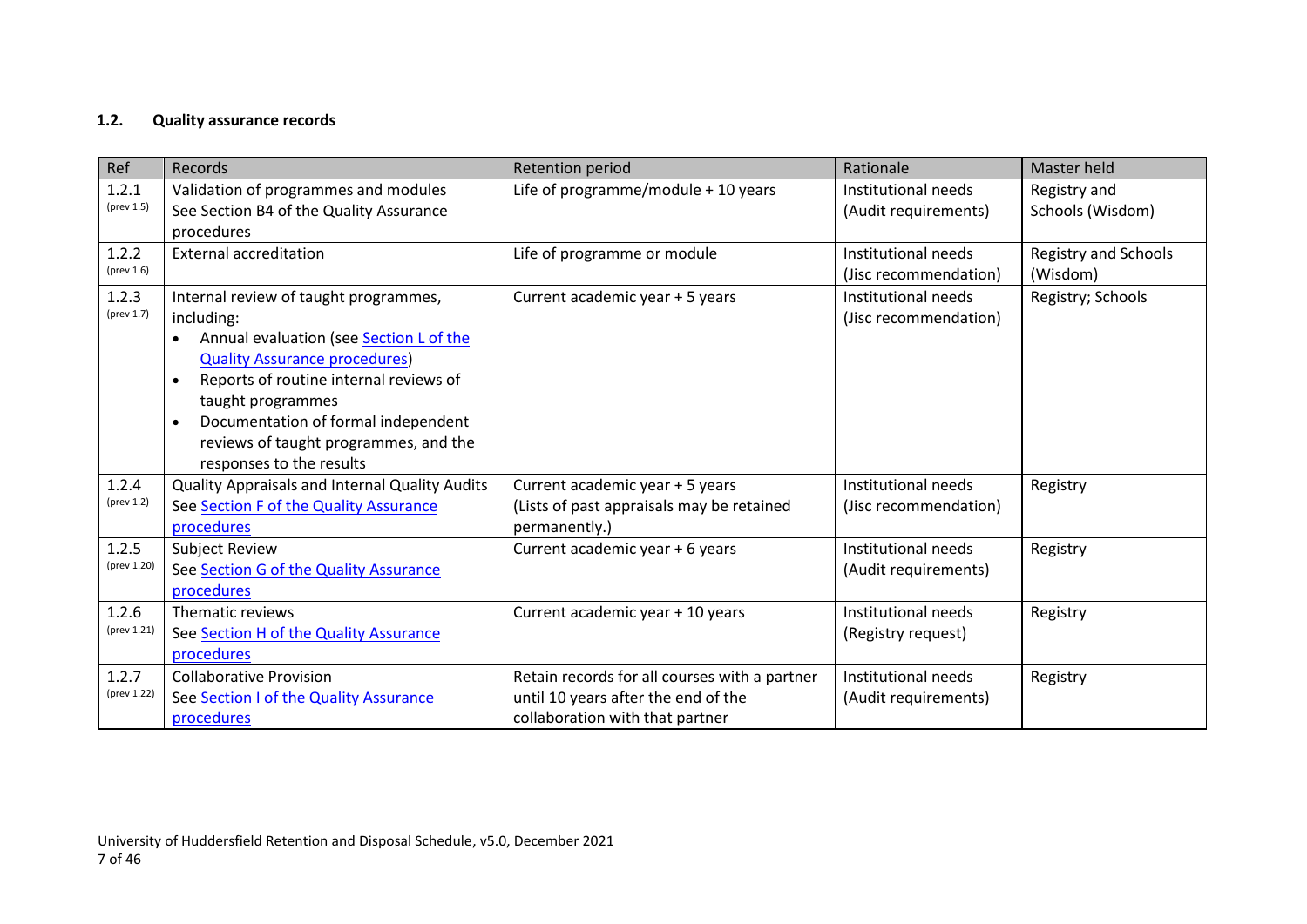### 1.2. Quality assurance records

| Ref | Records | Retention period | Rationale | Master held |
|---|---|---|---|---|
| 1.2.1 (prev 1.5) | Validation of programmes and modules See Section B4 of the Quality Assurance procedures | Life of programme/module + 10 years | Institutional needs (Audit requirements) | Registry and Schools (Wisdom) |
| 1.2.2 (prev 1.6) | External accreditation | Life of programme or module | Institutional needs (Jisc recommendation) | Registry and Schools (Wisdom) |
| 1.2.3 (prev 1.7) | Internal review of taught programmes, including: <br>• Annual evaluation (see Section L of the Quality Assurance procedures) <br>• Reports of routine internal reviews of taught programmes <br>• Documentation of formal independent reviews of taught programmes, and the responses to the results | Current academic year + 5 years | Institutional needs (Jisc recommendation) | Registry; Schools |
| 1.2.4 (prev 1.2) | Quality Appraisals and Internal Quality Audits See Section F of the Quality Assurance procedures | Current academic year + 5 years (Lists of past appraisals may be retained permanently.) | Institutional needs (Jisc recommendation) | Registry |
| 1.2.5 (prev 1.20) | Subject Review See Section G of the Quality Assurance procedures | Current academic year + 6 years | Institutional needs (Audit requirements) | Registry |
| 1.2.6 (prev 1.21) | Thematic reviews See Section H of the Quality Assurance procedures | Current academic year + 10 years | Institutional needs (Registry request) | Registry |
| 1.2.7 (prev 1.22) | Collaborative Provision See Section I of the Quality Assurance procedures | Retain records for all courses with a partner until 10 years after the end of the collaboration with that partner | Institutional needs (Audit requirements) | Registry |

University of Huddersfield Retention and Disposal Schedule, v5.0, December 2021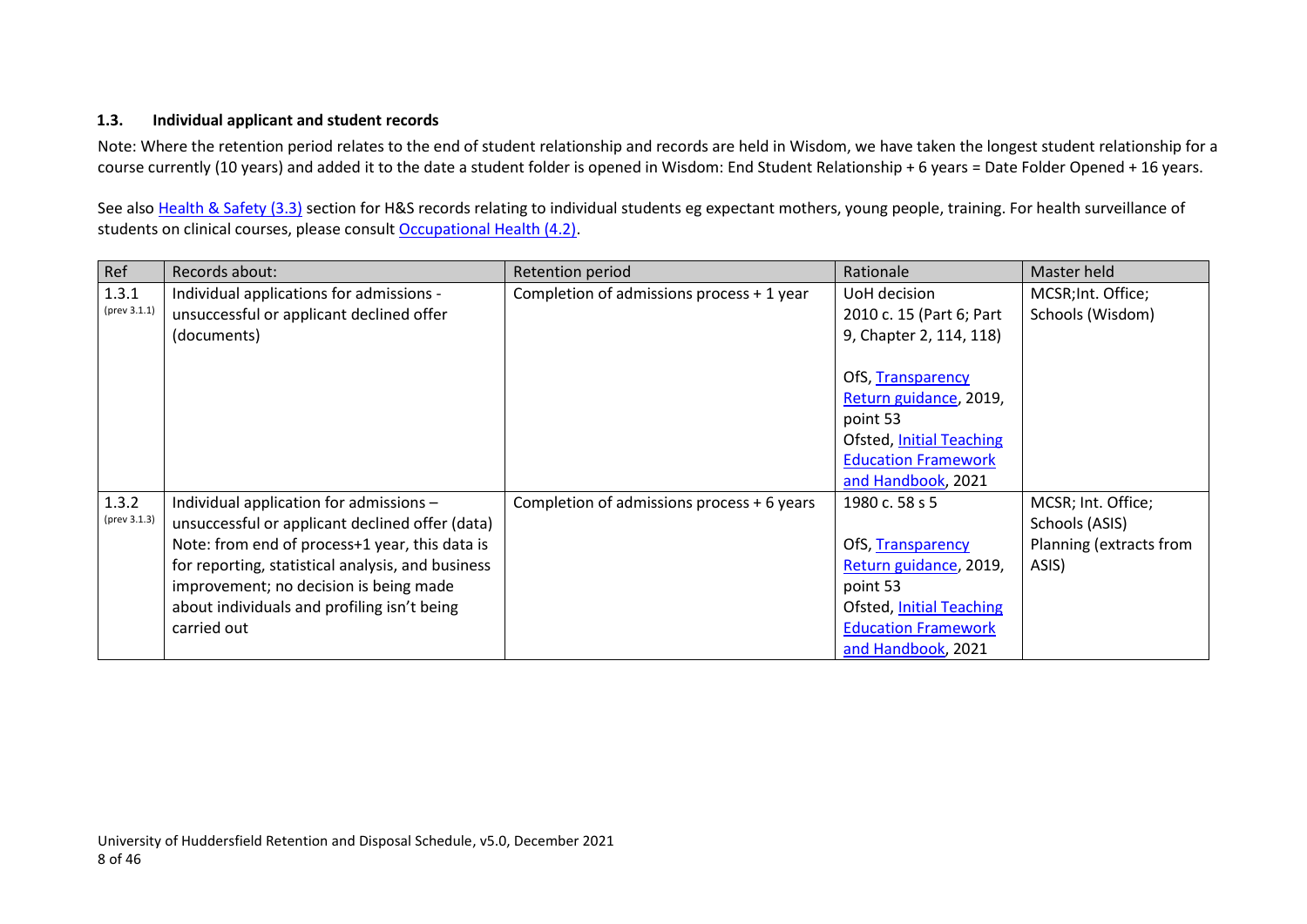### 1.3. Individual applicant and student records

Note: Where the retention period relates to the end of student relationship and records are held in Wisdom, we have taken the longest student relationship for a course currently (10 years) and added it to the date a student folder is opened in Wisdom: End Student Relationship + 6 years = Date Folder Opened + 16 years.

See also Health & Safety (3.3) section for H&S records relating to individual students eg expectant mothers, young people, training. For health surveillance of students on clinical courses, please consult Occupational Health (4.2).

| Ref | Records about: | Retention period | Rationale | Master held |
|---|---|---|---|---|
| 1.3.1 (prev 3.1.1) | Individual applications for admissions - unsuccessful or applicant declined offer (documents) | Completion of admissions process + 1 year | UoH decision<br>2010 c. 15 (Part 6; Part 9, Chapter 2, 114, 118)<br><br>OfS, Transparency Return guidance, 2019, point 53<br>Ofsted, Initial Teaching Education Framework and Handbook, 2021 | MCSR;Int. Office; Schools (Wisdom) |
| 1.3.2 (prev 3.1.3) | Individual application for admissions – unsuccessful or applicant declined offer (data)<br>Note: from end of process+1 year, this data is for reporting, statistical analysis, and business improvement; no decision is being made about individuals and profiling isn't being carried out | Completion of admissions process + 6 years | 1980 c. 58 s 5<br><br>OfS, Transparency Return guidance, 2019, point 53<br>Ofsted, Initial Teaching Education Framework and Handbook, 2021 | MCSR; Int. Office; Schools (ASIS)<br>Planning (extracts from ASIS) |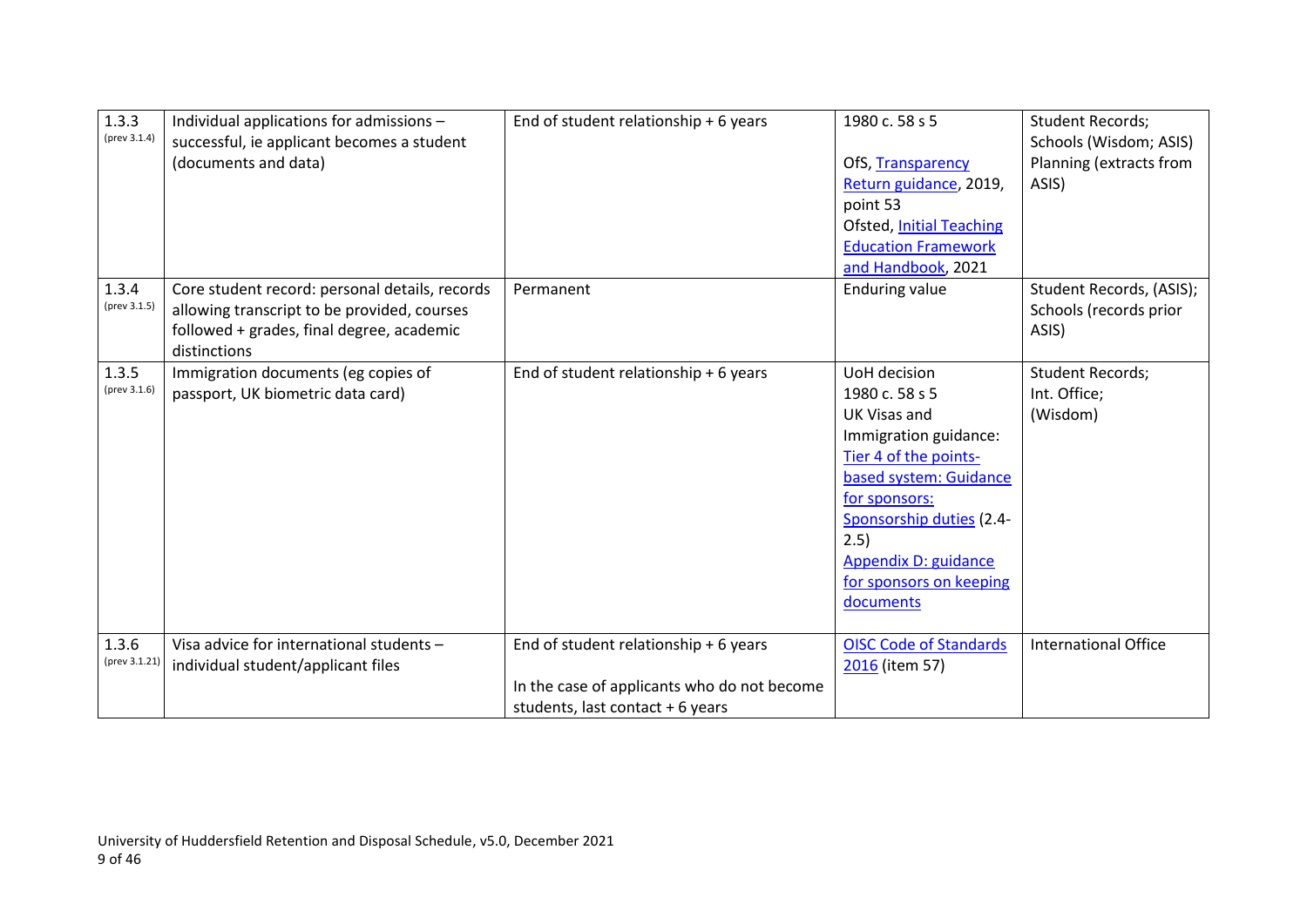| 1.3.3 (prev 3.1.4) | Individual applications for admissions – successful, ie applicant becomes a student (documents and data) | End of student relationship + 6 years | 1980 c. 58 s 5<br><br>OfS, Transparency Return guidance, 2019, point 53<br>Ofsted, Initial Teaching Education Framework and Handbook, 2021 | Student Records; Schools (Wisdom; ASIS) Planning (extracts from ASIS) |
|---|---|---|---|---|
| 1.3.4 (prev 3.1.5) | Core student record: personal details, records allowing transcript to be provided, courses followed + grades, final degree, academic distinctions | Permanent | Enduring value | Student Records, (ASIS); Schools (records prior ASIS) |
| 1.3.5 (prev 3.1.6) | Immigration documents (eg copies of passport, UK biometric data card) | End of student relationship + 6 years | UoH decision<br>1980 c. 58 s 5<br>UK Visas and Immigration guidance: Tier 4 of the points-based system: Guidance for sponsors: Sponsorship duties (2.4-2.5)<br>Appendix D: guidance for sponsors on keeping documents | Student Records; Int. Office; (Wisdom) |
| 1.3.6 (prev 3.1.21) | Visa advice for international students – individual student/applicant files | End of student relationship + 6 years<br><br>In the case of applicants who do not become students, last contact + 6 years | OISC Code of Standards 2016 (item 57) | International Office |

University of Huddersfield Retention and Disposal Schedule, v5.0, December 2021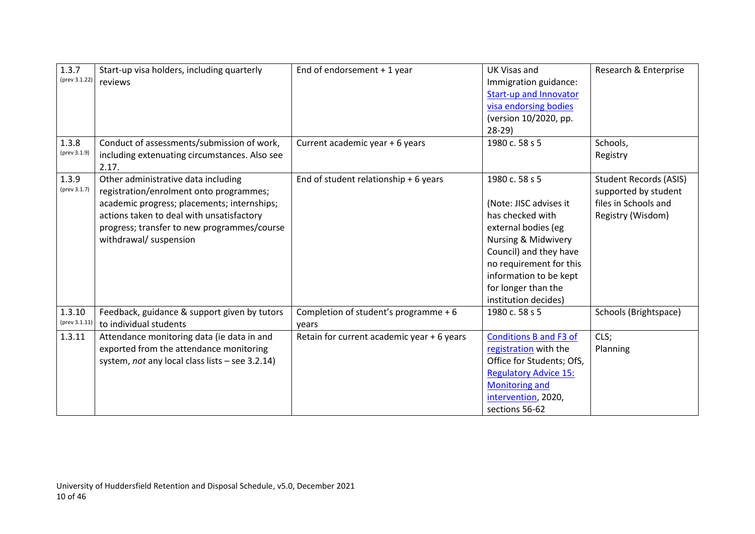| | | | | |
|---|---|---|---|---|
| 1.3.7 (prev 3.1.22) | Start-up visa holders, including quarterly reviews | End of endorsement + 1 year | UK Visas and Immigration guidance: Start-up and Innovator visa endorsing bodies (version 10/2020, pp. 28-29) | Research & Enterprise |
| 1.3.8 (prev 3.1.9) | Conduct of assessments/submission of work, including extenuating circumstances. Also see 2.17. | Current academic year + 6 years | 1980 c. 58 s 5 | Schools, Registry |
| 1.3.9 (prev 3.1.7) | Other administrative data including registration/enrolment onto programmes; academic progress; placements; internships; actions taken to deal with unsatisfactory progress; transfer to new programmes/course withdrawal/ suspension | End of student relationship + 6 years | 1980 c. 58 s 5<br><br>(Note: JISC advises it has checked with external bodies (eg Nursing & Midwivery Council) and they have no requirement for this information to be kept for longer than the institution decides) | Student Records (ASIS) supported by student files in Schools and Registry (Wisdom) |
| 1.3.10 (prev 3.1.11) | Feedback, guidance & support given by tutors to individual students | Completion of student's programme + 6 years | 1980 c. 58 s 5 | Schools (Brightspace) |
| 1.3.11 | Attendance monitoring data (ie data in and exported from the attendance monitoring system, *not* any local class lists – see 3.2.14) | Retain for current academic year + 6 years | Conditions B and F3 of registration with the Office for Students; OfS, Regulatory Advice 15: Monitoring and intervention, 2020, sections 56-62 | CLS; Planning |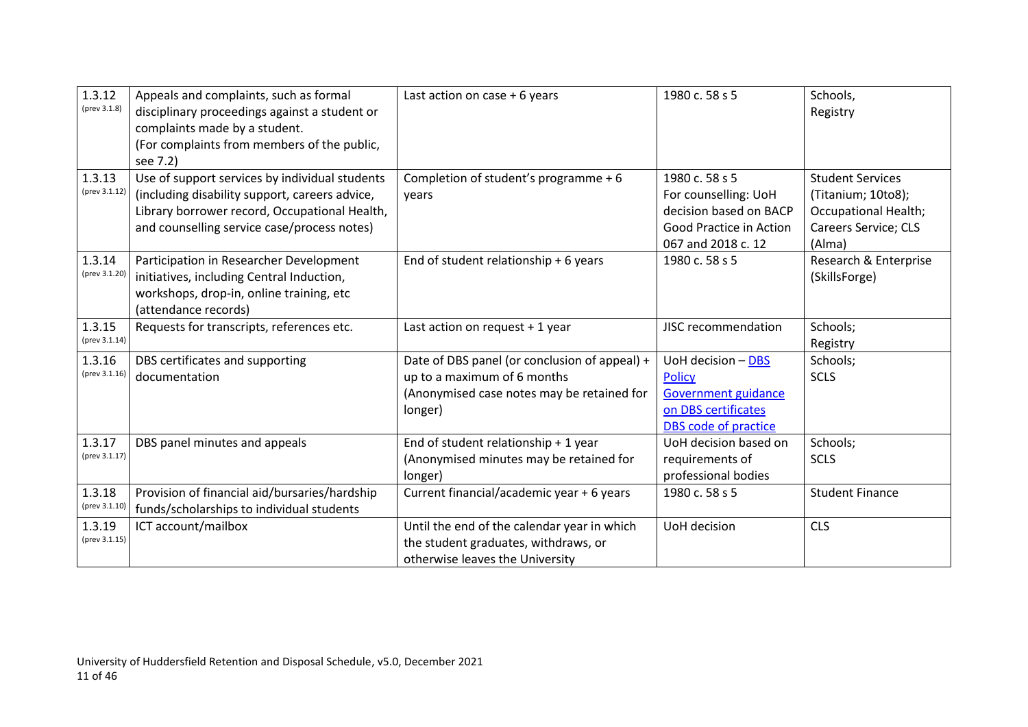| 1.3.12 (prev 3.1.8) | Appeals and complaints, such as formal disciplinary proceedings against a student or complaints made by a student. (For complaints from members of the public, see 7.2) | Last action on case + 6 years | 1980 c. 58 s 5 | Schools, Registry |
|---|---|---|---|---|
| 1.3.13 (prev 3.1.12) | Use of support services by individual students (including disability support, careers advice, Library borrower record, Occupational Health, and counselling service case/process notes) | Completion of student's programme + 6 years | 1980 c. 58 s 5 For counselling: UoH decision based on BACP Good Practice in Action 067 and 2018 c. 12 | Student Services (Titanium; 10to8); Occupational Health; Careers Service; CLS (Alma) |
| 1.3.14 (prev 3.1.20) | Participation in Researcher Development initiatives, including Central Induction, workshops, drop-in, online training, etc (attendance records) | End of student relationship + 6 years | 1980 c. 58 s 5 | Research & Enterprise (SkillsForge) |
| 1.3.15 (prev 3.1.14) | Requests for transcripts, references etc. | Last action on request + 1 year | JISC recommendation | Schools; Registry |
| 1.3.16 (prev 3.1.16) | DBS certificates and supporting documentation | Date of DBS panel (or conclusion of appeal) + up to a maximum of 6 months (Anonymised case notes may be retained for longer) | UoH decision – DBS Policy Government guidance on DBS certificates DBS code of practice | Schools; SCLS |
| 1.3.17 (prev 3.1.17) | DBS panel minutes and appeals | End of student relationship + 1 year (Anonymised minutes may be retained for longer) | UoH decision based on requirements of professional bodies | Schools; SCLS |
| 1.3.18 (prev 3.1.10) | Provision of financial aid/bursaries/hardship funds/scholarships to individual students | Current financial/academic year + 6 years | 1980 c. 58 s 5 | Student Finance |
| 1.3.19 (prev 3.1.15) | ICT account/mailbox | Until the end of the calendar year in which the student graduates, withdraws, or otherwise leaves the University | UoH decision | CLS |

University of Huddersfield Retention and Disposal Schedule, v5.0, December 2021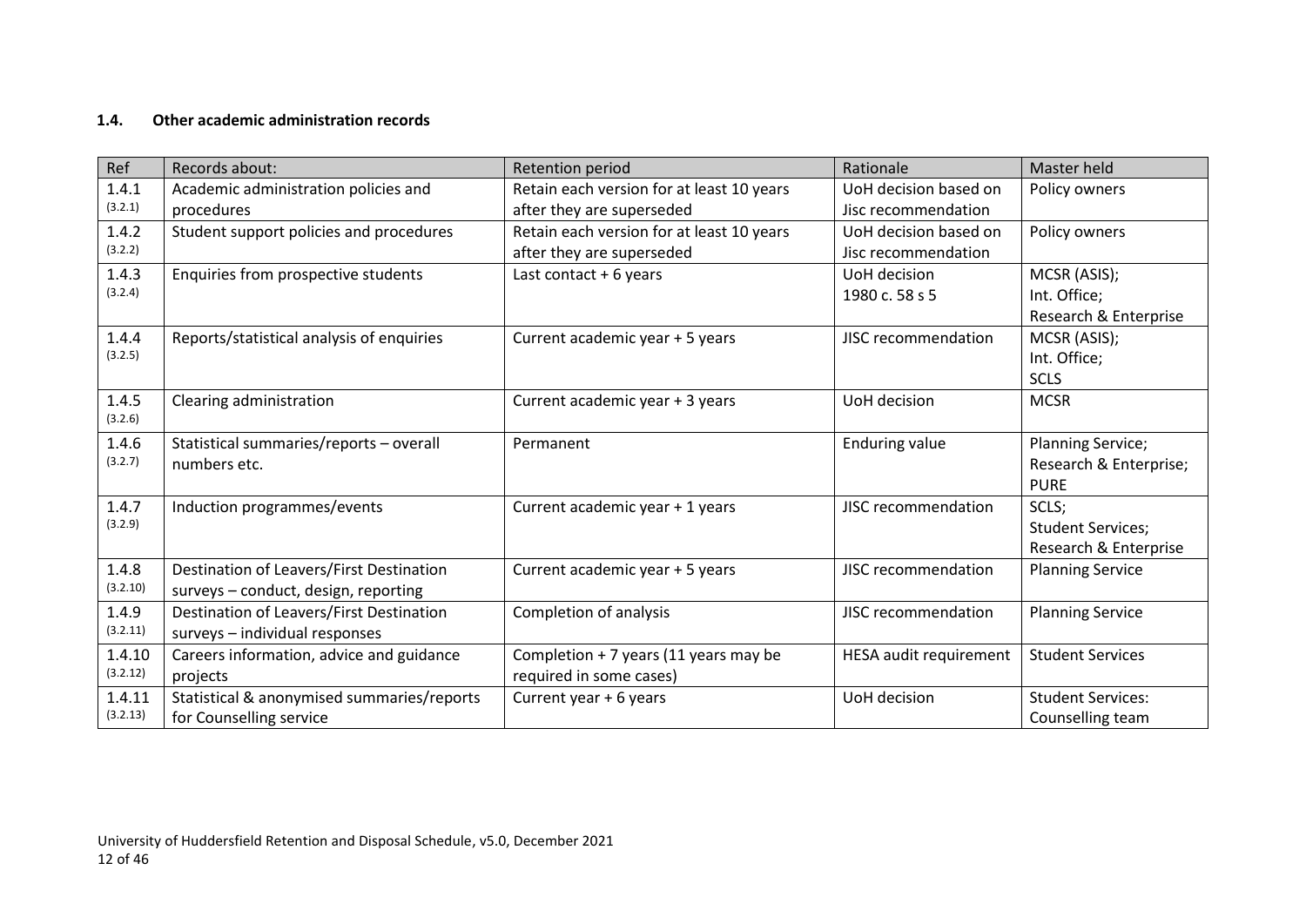### 1.4. Other academic administration records

| Ref | Records about: | Retention period | Rationale | Master held |
|---|---|---|---|---|
| 1.4.1 (3.2.1) | Academic administration policies and procedures | Retain each version for at least 10 years after they are superseded | UoH decision based on Jisc recommendation | Policy owners |
| 1.4.2 (3.2.2) | Student support policies and procedures | Retain each version for at least 10 years after they are superseded | UoH decision based on Jisc recommendation | Policy owners |
| 1.4.3 (3.2.4) | Enquiries from prospective students | Last contact + 6 years | UoH decision 1980 c. 58 s 5 | MCSR (ASIS); Int. Office; Research & Enterprise |
| 1.4.4 (3.2.5) | Reports/statistical analysis of enquiries | Current academic year + 5 years | JISC recommendation | MCSR (ASIS); Int. Office; SCLS |
| 1.4.5 (3.2.6) | Clearing administration | Current academic year + 3 years | UoH decision | MCSR |
| 1.4.6 (3.2.7) | Statistical summaries/reports – overall numbers etc. | Permanent | Enduring value | Planning Service; Research & Enterprise; PURE |
| 1.4.7 (3.2.9) | Induction programmes/events | Current academic year + 1 years | JISC recommendation | SCLS; Student Services; Research & Enterprise |
| 1.4.8 (3.2.10) | Destination of Leavers/First Destination surveys – conduct, design, reporting | Current academic year + 5 years | JISC recommendation | Planning Service |
| 1.4.9 (3.2.11) | Destination of Leavers/First Destination surveys – individual responses | Completion of analysis | JISC recommendation | Planning Service |
| 1.4.10 (3.2.12) | Careers information, advice and guidance projects | Completion + 7 years (11 years may be required in some cases) | HESA audit requirement | Student Services |
| 1.4.11 (3.2.13) | Statistical & anonymised summaries/reports for Counselling service | Current year + 6 years | UoH decision | Student Services: Counselling team |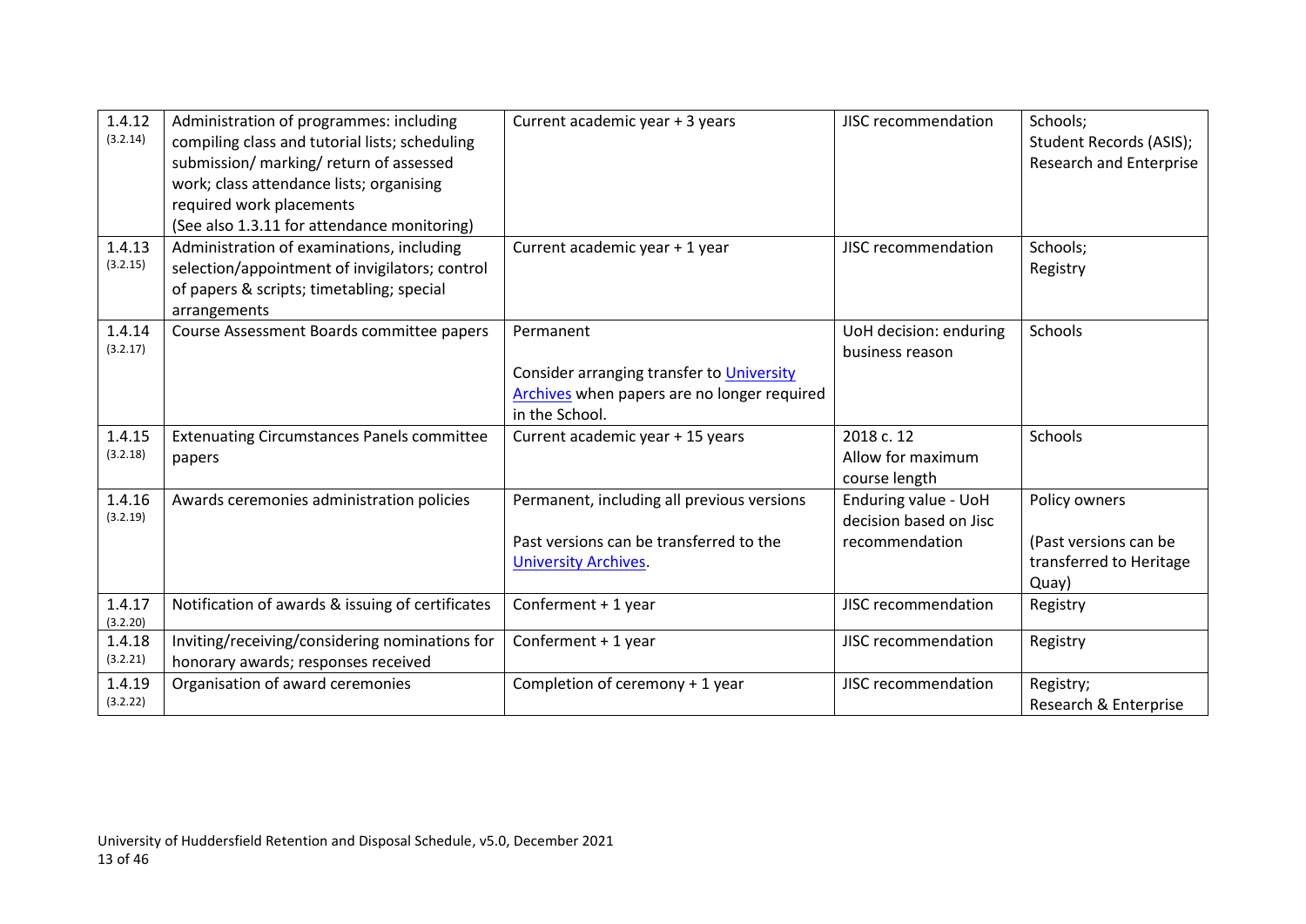| | | | | |
|---|---|---|---|---|
| 1.4.12 (3.2.14) | Administration of programmes: including compiling class and tutorial lists; scheduling submission/ marking/ return of assessed work; class attendance lists; organising required work placements (See also 1.3.11 for attendance monitoring) | Current academic year + 3 years | JISC recommendation | Schools; Student Records (ASIS); Research and Enterprise |
| 1.4.13 (3.2.15) | Administration of examinations, including selection/appointment of invigilators; control of papers & scripts; timetabling; special arrangements | Current academic year + 1 year | JISC recommendation | Schools; Registry |
| 1.4.14 (3.2.17) | Course Assessment Boards committee papers | Permanent<br><br>Consider arranging transfer to University Archives when papers are no longer required in the School. | UoH decision: enduring business reason | Schools |
| 1.4.15 (3.2.18) | Extenuating Circumstances Panels committee papers | Current academic year + 15 years | 2018 c. 12<br>Allow for maximum course length | Schools |
| 1.4.16 (3.2.19) | Awards ceremonies administration policies | Permanent, including all previous versions<br><br>Past versions can be transferred to the University Archives. | Enduring value - UoH decision based on Jisc recommendation | Policy owners<br><br>(Past versions can be transferred to Heritage Quay) |
| 1.4.17 (3.2.20) | Notification of awards & issuing of certificates | Conferment + 1 year | JISC recommendation | Registry |
| 1.4.18 (3.2.21) | Inviting/receiving/considering nominations for honorary awards; responses received | Conferment + 1 year | JISC recommendation | Registry |
| 1.4.19 (3.2.22) | Organisation of award ceremonies | Completion of ceremony + 1 year | JISC recommendation | Registry; Research & Enterprise |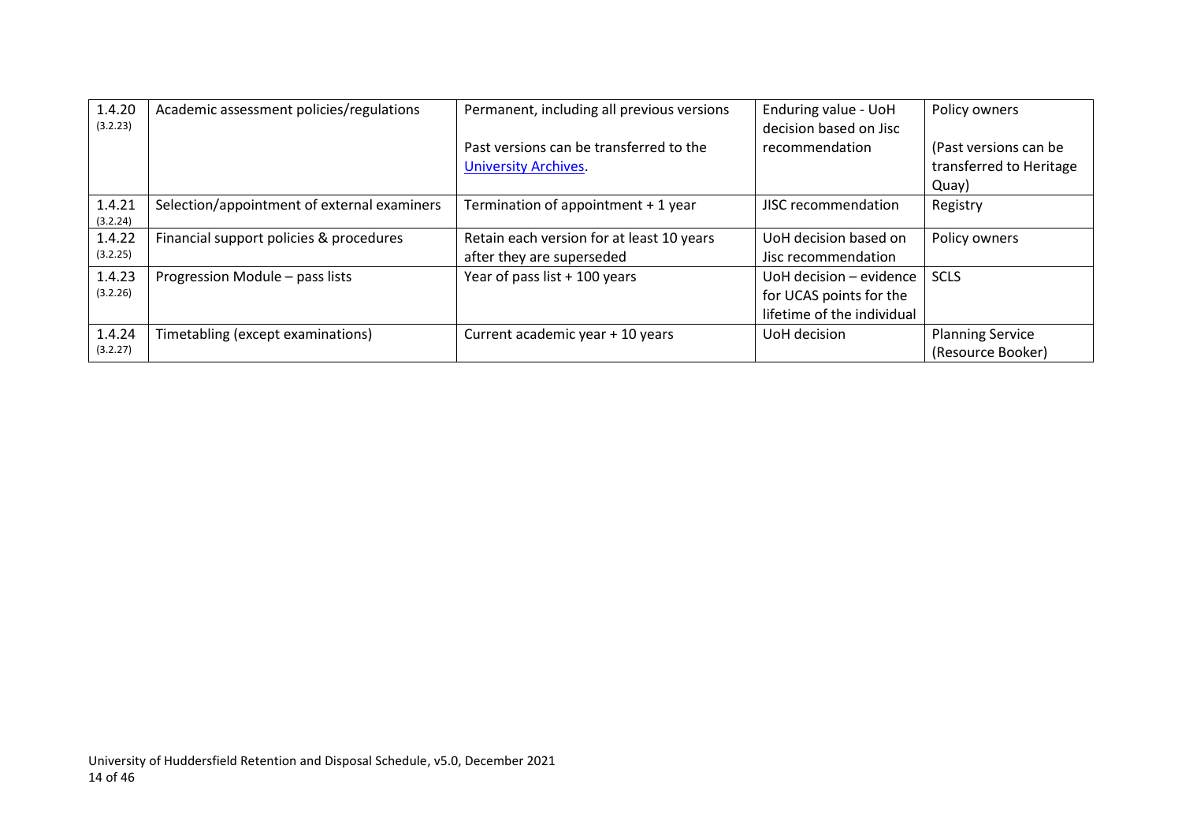| 1.4.20 (3.2.23) | Academic assessment policies/regulations | Permanent, including all previous versions<br><br>Past versions can be transferred to the University Archives. | Enduring value - UoH decision based on Jisc recommendation | Policy owners<br><br>(Past versions can be transferred to Heritage Quay) |
|---|---|---|---|---|
| 1.4.21 (3.2.24) | Selection/appointment of external examiners | Termination of appointment + 1 year | JISC recommendation | Registry |
| 1.4.22 (3.2.25) | Financial support policies & procedures | Retain each version for at least 10 years after they are superseded | UoH decision based on Jisc recommendation | Policy owners |
| 1.4.23 (3.2.26) | Progression Module – pass lists | Year of pass list + 100 years | UoH decision – evidence for UCAS points for the lifetime of the individual | SCLS |
| 1.4.24 (3.2.27) | Timetabling (except examinations) | Current academic year + 10 years | UoH decision | Planning Service (Resource Booker) |

University of Huddersfield Retention and Disposal Schedule, v5.0, December 2021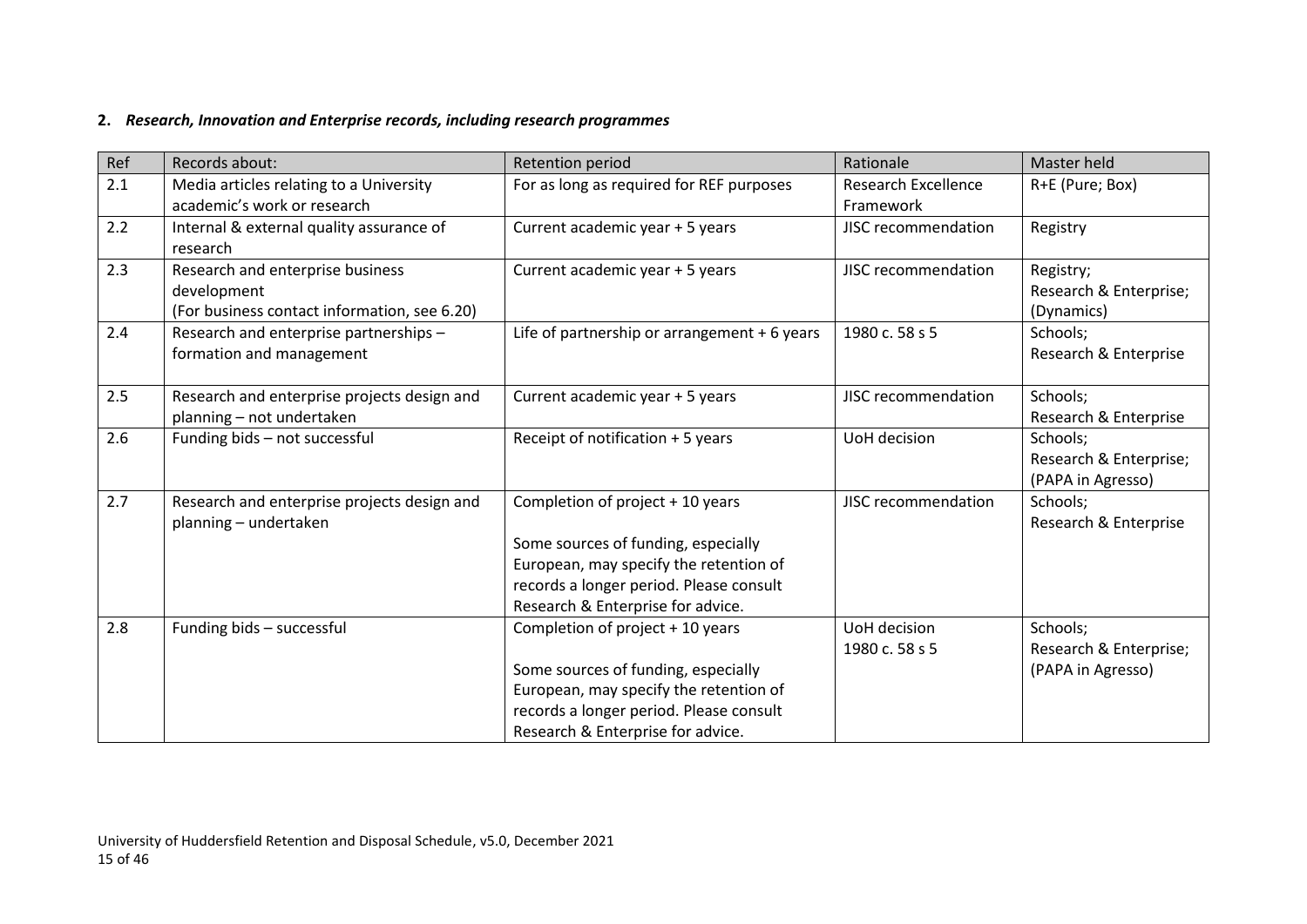**2.** ***Research, Innovation and Enterprise records, including research programmes***

| Ref | Records about: | Retention period | Rationale | Master held |
|---|---|---|---|---|
| 2.1 | Media articles relating to a University academic's work or research | For as long as required for REF purposes | Research Excellence Framework | R+E (Pure; Box) |
| 2.2 | Internal & external quality assurance of research | Current academic year + 5 years | JISC recommendation | Registry |
| 2.3 | Research and enterprise business development<br>(For business contact information, see 6.20) | Current academic year + 5 years | JISC recommendation | Registry;<br>Research & Enterprise;<br>(Dynamics) |
| 2.4 | Research and enterprise partnerships – formation and management | Life of partnership or arrangement + 6 years | 1980 c. 58 s 5 | Schools;<br>Research & Enterprise |
| 2.5 | Research and enterprise projects design and planning – not undertaken | Current academic year + 5 years | JISC recommendation | Schools;<br>Research & Enterprise |
| 2.6 | Funding bids – not successful | Receipt of notification + 5 years | UoH decision | Schools;<br>Research & Enterprise;<br>(PAPA in Agresso) |
| 2.7 | Research and enterprise projects design and planning – undertaken | Completion of project + 10 years<br><br>Some sources of funding, especially European, may specify the retention of records a longer period. Please consult Research & Enterprise for advice. | JISC recommendation | Schools;<br>Research & Enterprise |
| 2.8 | Funding bids – successful | Completion of project + 10 years<br><br>Some sources of funding, especially European, may specify the retention of records a longer period. Please consult Research & Enterprise for advice. | UoH decision<br>1980 c. 58 s 5 | Schools;<br>Research & Enterprise;<br>(PAPA in Agresso) |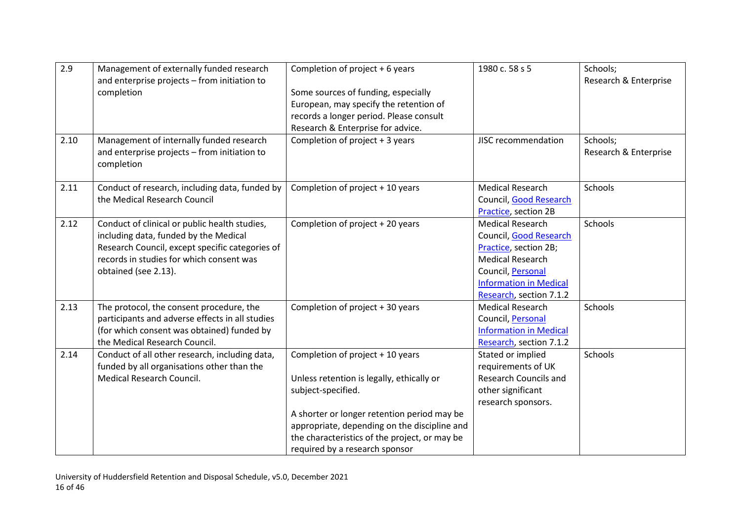| 2.9 | Management of externally funded research and enterprise projects – from initiation to completion | Completion of project + 6 years<br><br>Some sources of funding, especially European, may specify the retention of records a longer period. Please consult Research & Enterprise for advice. | 1980 c. 58 s 5 | Schools;<br>Research & Enterprise |
|---|---|---|---|---|
| 2.10 | Management of internally funded research and enterprise projects – from initiation to completion | Completion of project + 3 years | JISC recommendation | Schools;<br>Research & Enterprise |
| 2.11 | Conduct of research, including data, funded by the Medical Research Council | Completion of project + 10 years | Medical Research Council, Good Research Practice, section 2B | Schools |
| 2.12 | Conduct of clinical or public health studies, including data, funded by the Medical Research Council, except specific categories of records in studies for which consent was obtained (see 2.13). | Completion of project + 20 years | Medical Research Council, Good Research Practice, section 2B; Medical Research Council, Personal Information in Medical Research, section 7.1.2 | Schools |
| 2.13 | The protocol, the consent procedure, the participants and adverse effects in all studies (for which consent was obtained) funded by the Medical Research Council. | Completion of project + 30 years | Medical Research Council, Personal Information in Medical Research, section 7.1.2 | Schools |
| 2.14 | Conduct of all other research, including data, funded by all organisations other than the Medical Research Council. | Completion of project + 10 years<br><br>Unless retention is legally, ethically or subject-specified.<br><br>A shorter or longer retention period may be appropriate, depending on the discipline and the characteristics of the project, or may be required by a research sponsor | Stated or implied requirements of UK Research Councils and other significant research sponsors. | Schools |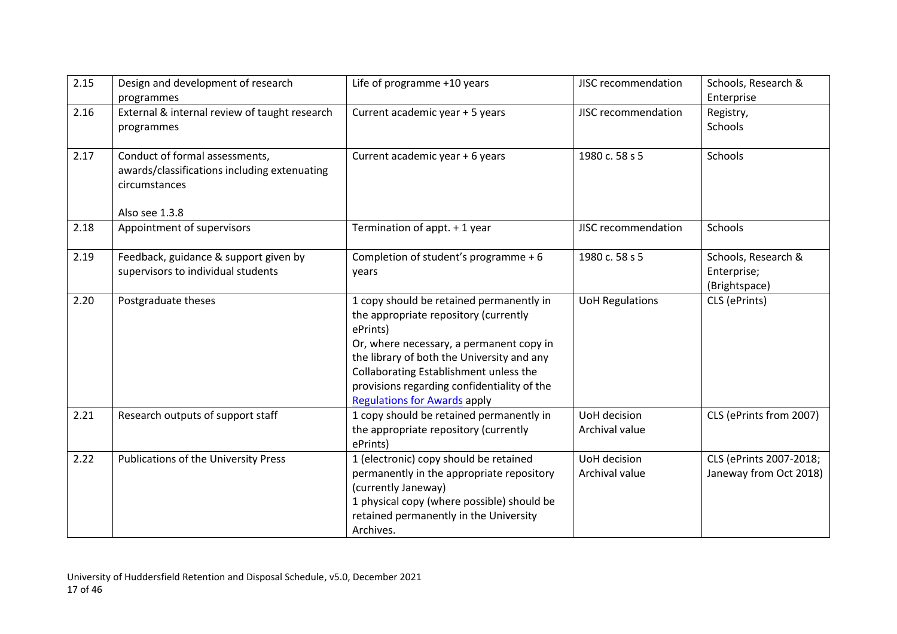| 2.15 | Design and development of research programmes | Life of programme +10 years | JISC recommendation | Schools, Research & Enterprise |
|---|---|---|---|---|
| 2.16 | External & internal review of taught research programmes | Current academic year + 5 years | JISC recommendation | Registry,<br>Schools |
| 2.17 | Conduct of formal assessments, awards/classifications including extenuating circumstances<br><br>Also see 1.3.8 | Current academic year + 6 years | 1980 c. 58 s 5 | Schools |
| 2.18 | Appointment of supervisors | Termination of appt. + 1 year | JISC recommendation | Schools |
| 2.19 | Feedback, guidance & support given by supervisors to individual students | Completion of student's programme + 6 years | 1980 c. 58 s 5 | Schools, Research & Enterprise;<br>(Brightspace) |
| 2.20 | Postgraduate theses | 1 copy should be retained permanently in the appropriate repository (currently ePrints)<br>Or, where necessary, a permanent copy in the library of both the University and any Collaborating Establishment unless the provisions regarding confidentiality of the [Regulations for Awards]() apply | UoH Regulations | CLS (ePrints) |
| 2.21 | Research outputs of support staff | 1 copy should be retained permanently in the appropriate repository (currently ePrints) | UoH decision<br>Archival value | CLS (ePrints from 2007) |
| 2.22 | Publications of the University Press | 1 (electronic) copy should be retained permanently in the appropriate repository (currently Janeway)<br>1 physical copy (where possible) should be retained permanently in the University Archives. | UoH decision<br>Archival value | CLS (ePrints 2007-2018; Janeway from Oct 2018) |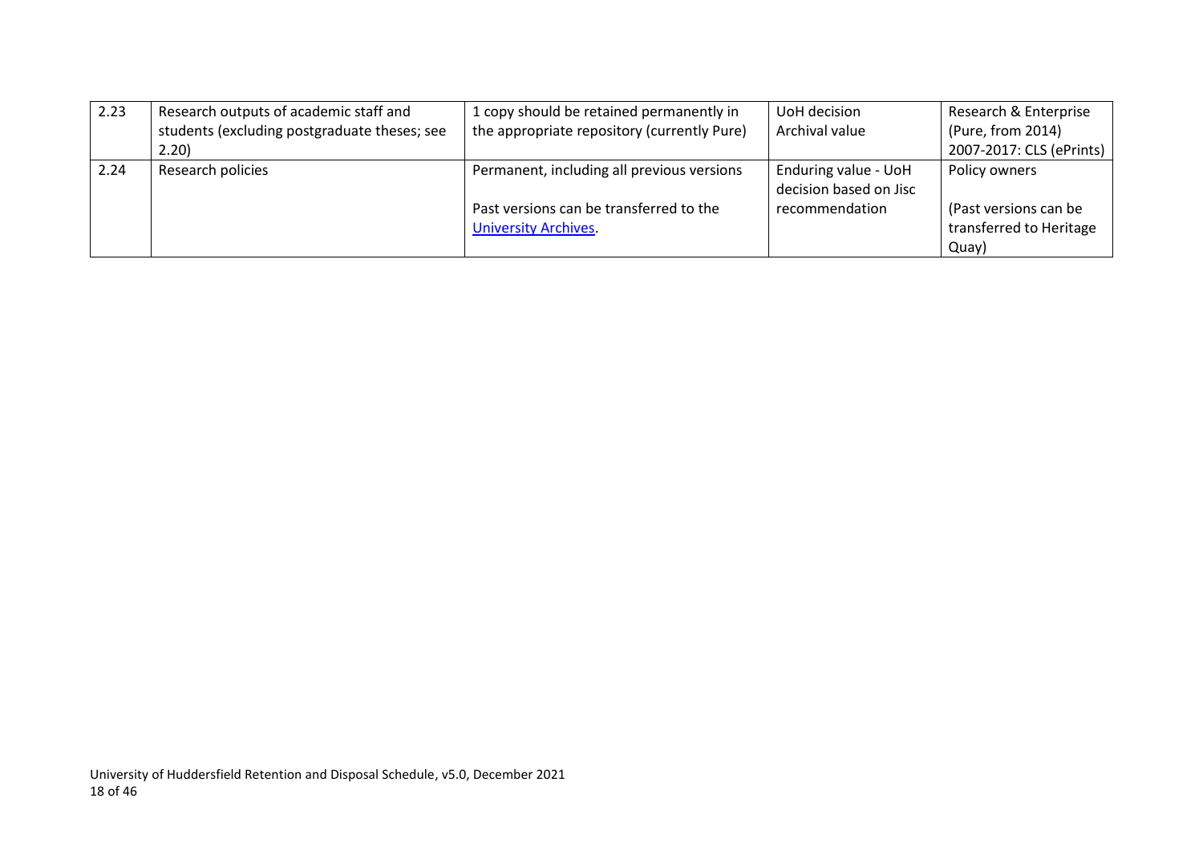| 2.23 | Research outputs of academic staff and students (excluding postgraduate theses; see 2.20) | 1 copy should be retained permanently in the appropriate repository (currently Pure) | UoH decision<br>Archival value | Research & Enterprise (Pure, from 2014)<br>2007-2017: CLS (ePrints) |
|---|---|---|---|---|
| 2.24 | Research policies | Permanent, including all previous versions<br><br>Past versions can be transferred to the [University Archives](). | Enduring value - UoH decision based on Jisc recommendation | Policy owners<br><br>(Past versions can be transferred to Heritage Quay) |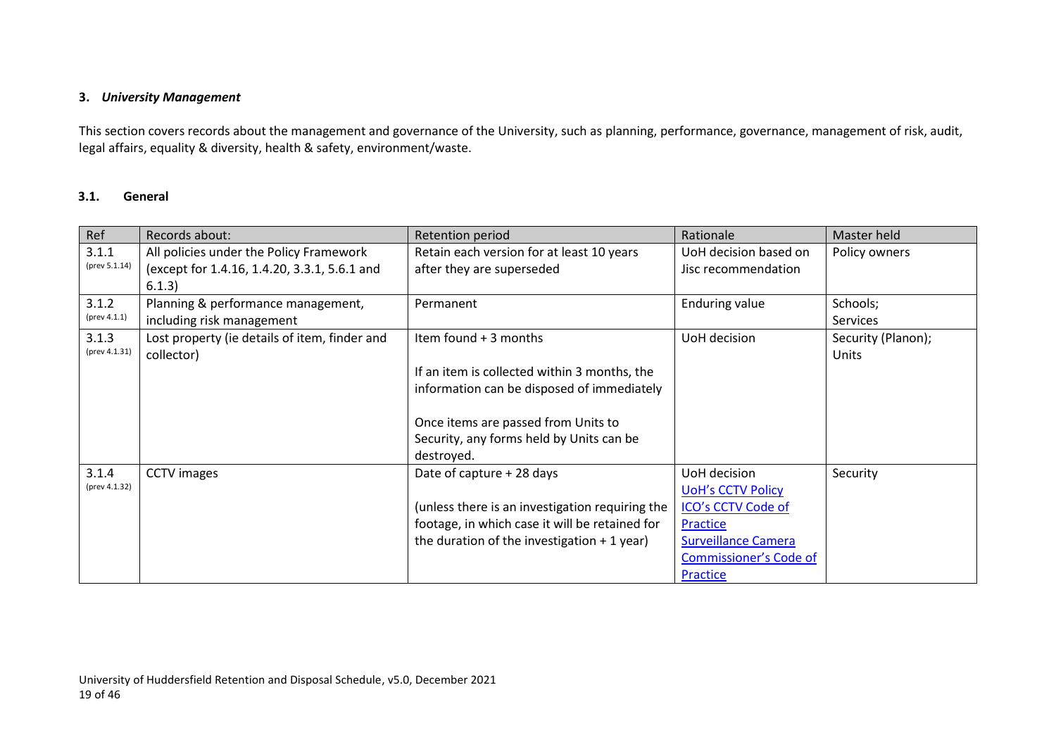### 3. *University Management*

This section covers records about the management and governance of the University, such as planning, performance, governance, management of risk, audit, legal affairs, equality & diversity, health & safety, environment/waste.

#### 3.1. General

| Ref | Records about: | Retention period | Rationale | Master held |
|---|---|---|---|---|
| 3.1.1 (prev 5.1.14) | All policies under the Policy Framework (except for 1.4.16, 1.4.20, 3.3.1, 5.6.1 and 6.1.3) | Retain each version for at least 10 years after they are superseded | UoH decision based on Jisc recommendation | Policy owners |
| 3.1.2 (prev 4.1.1) | Planning & performance management, including risk management | Permanent | Enduring value | Schools; Services |
| 3.1.3 (prev 4.1.31) | Lost property (ie details of item, finder and collector) | Item found + 3 months<br><br>If an item is collected within 3 months, the information can be disposed of immediately<br><br>Once items are passed from Units to Security, any forms held by Units can be destroyed. | UoH decision | Security (Planon); Units |
| 3.1.4 (prev 4.1.32) | CCTV images | Date of capture + 28 days<br><br>(unless there is an investigation requiring the footage, in which case it will be retained for the duration of the investigation + 1 year) | UoH decision<br>UoH's CCTV Policy<br>ICO's CCTV Code of Practice<br>Surveillance Camera Commissioner's Code of Practice | Security |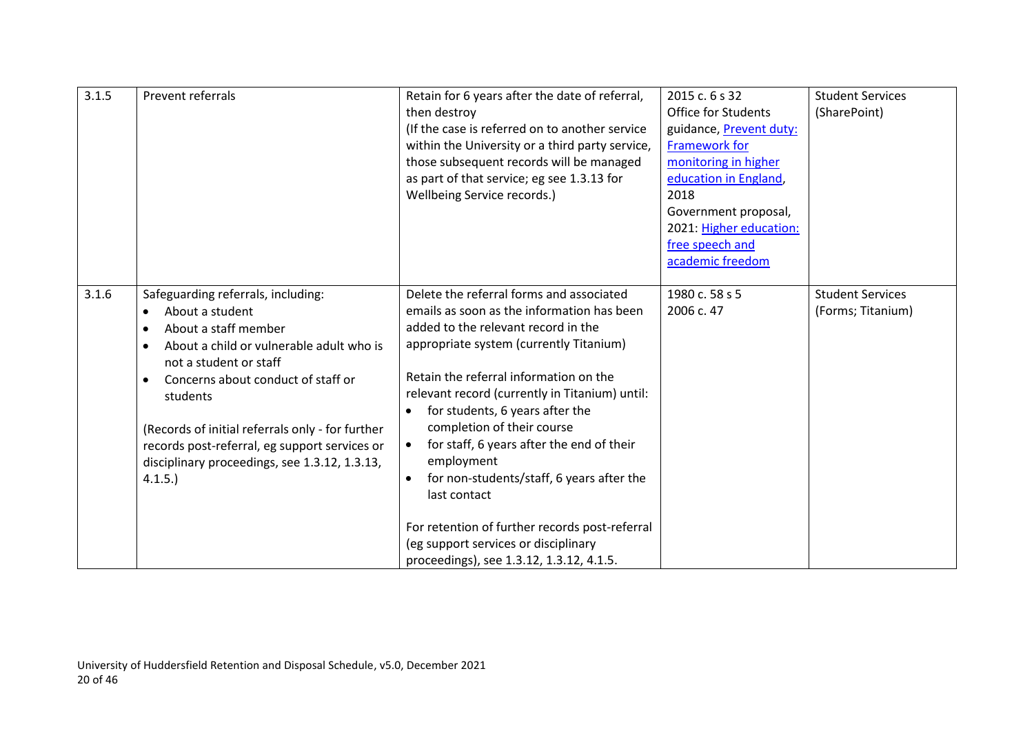| 3.1.5 | Prevent referrals | Retain for 6 years after the date of referral, then destroy<br>(If the case is referred on to another service within the University or a third party service, those subsequent records will be managed as part of that service; eg see 1.3.13 for Wellbeing Service records.) | 2015 c. 6 s 32<br>Office for Students guidance, [Prevent duty: Framework for monitoring in higher education in England](), 2018<br>Government proposal, 2021: [Higher education: free speech and academic freedom]() | Student Services (SharePoint) |
|---|---|---|---|---|
| 3.1.6 | Safeguarding referrals, including:<br>• About a student<br>• About a staff member<br>• About a child or vulnerable adult who is not a student or staff<br>• Concerns about conduct of staff or students<br><br>(Records of initial referrals only - for further records post-referral, eg support services or disciplinary proceedings, see 1.3.12, 1.3.13, 4.1.5.) | Delete the referral forms and associated emails as soon as the information has been added to the relevant record in the appropriate system (currently Titanium)<br><br>Retain the referral information on the relevant record (currently in Titanium) until:<br>• for students, 6 years after the completion of their course<br>• for staff, 6 years after the end of their employment<br>• for non-students/staff, 6 years after the last contact<br><br>For retention of further records post-referral (eg support services or disciplinary proceedings), see 1.3.12, 1.3.12, 4.1.5. | 1980 c. 58 s 5<br>2006 c. 47 | Student Services (Forms; Titanium) |

University of Huddersfield Retention and Disposal Schedule, v5.0, December 2021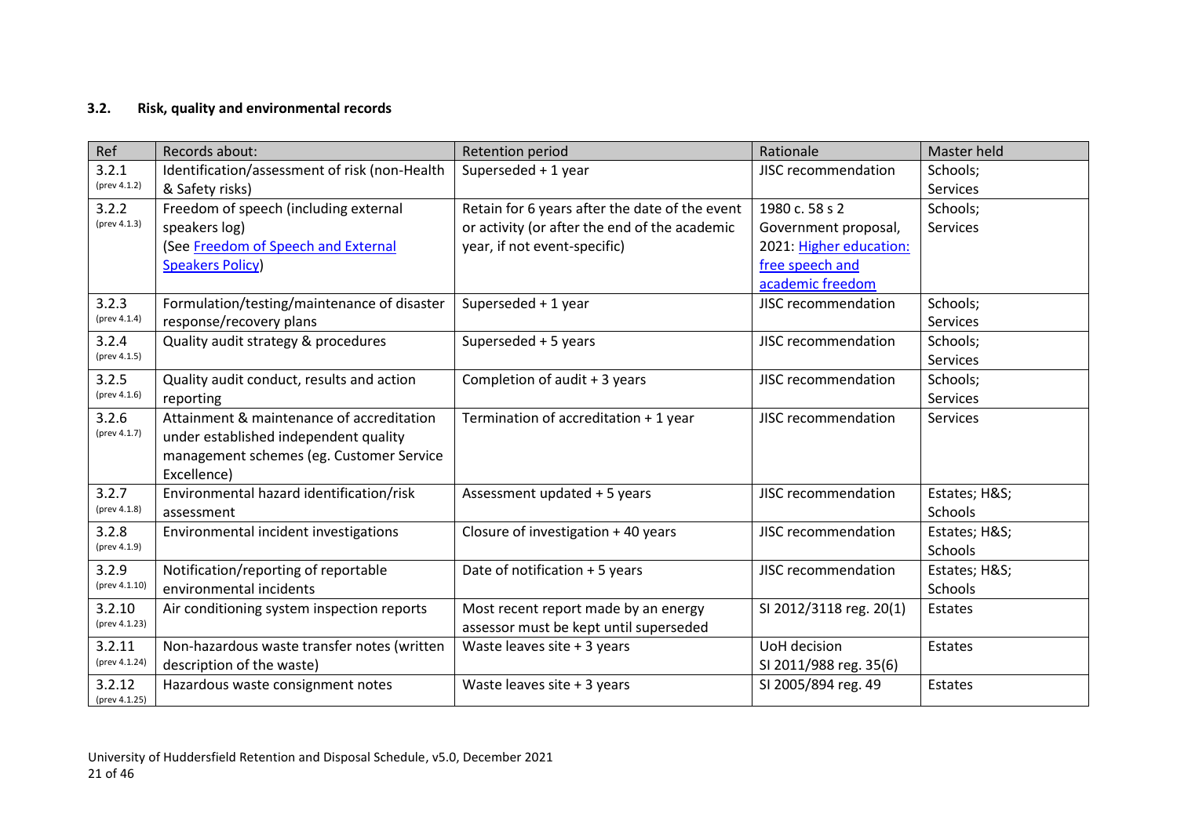### 3.2. Risk, quality and environmental records

| Ref | Records about: | Retention period | Rationale | Master held |
|---|---|---|---|---|
| 3.2.1 (prev 4.1.2) | Identification/assessment of risk (non-Health & Safety risks) | Superseded + 1 year | JISC recommendation | Schools; Services |
| 3.2.2 (prev 4.1.3) | Freedom of speech (including external speakers log) (See Freedom of Speech and External Speakers Policy) | Retain for 6 years after the date of the event or activity (or after the end of the academic year, if not event-specific) | 1980 c. 58 s 2 Government proposal, 2021: Higher education: free speech and academic freedom | Schools; Services |
| 3.2.3 (prev 4.1.4) | Formulation/testing/maintenance of disaster response/recovery plans | Superseded + 1 year | JISC recommendation | Schools; Services |
| 3.2.4 (prev 4.1.5) | Quality audit strategy & procedures | Superseded + 5 years | JISC recommendation | Schools; Services |
| 3.2.5 (prev 4.1.6) | Quality audit conduct, results and action reporting | Completion of audit + 3 years | JISC recommendation | Schools; Services |
| 3.2.6 (prev 4.1.7) | Attainment & maintenance of accreditation under established independent quality management schemes (eg. Customer Service Excellence) | Termination of accreditation + 1 year | JISC recommendation | Services |
| 3.2.7 (prev 4.1.8) | Environmental hazard identification/risk assessment | Assessment updated + 5 years | JISC recommendation | Estates; H&S; Schools |
| 3.2.8 (prev 4.1.9) | Environmental incident investigations | Closure of investigation + 40 years | JISC recommendation | Estates; H&S; Schools |
| 3.2.9 (prev 4.1.10) | Notification/reporting of reportable environmental incidents | Date of notification + 5 years | JISC recommendation | Estates; H&S; Schools |
| 3.2.10 (prev 4.1.23) | Air conditioning system inspection reports | Most recent report made by an energy assessor must be kept until superseded | SI 2012/3118 reg. 20(1) | Estates |
| 3.2.11 (prev 4.1.24) | Non-hazardous waste transfer notes (written description of the waste) | Waste leaves site + 3 years | UoH decision SI 2011/988 reg. 35(6) | Estates |
| 3.2.12 (prev 4.1.25) | Hazardous waste consignment notes | Waste leaves site + 3 years | SI 2005/894 reg. 49 | Estates |

University of Huddersfield Retention and Disposal Schedule, v5.0, December 2021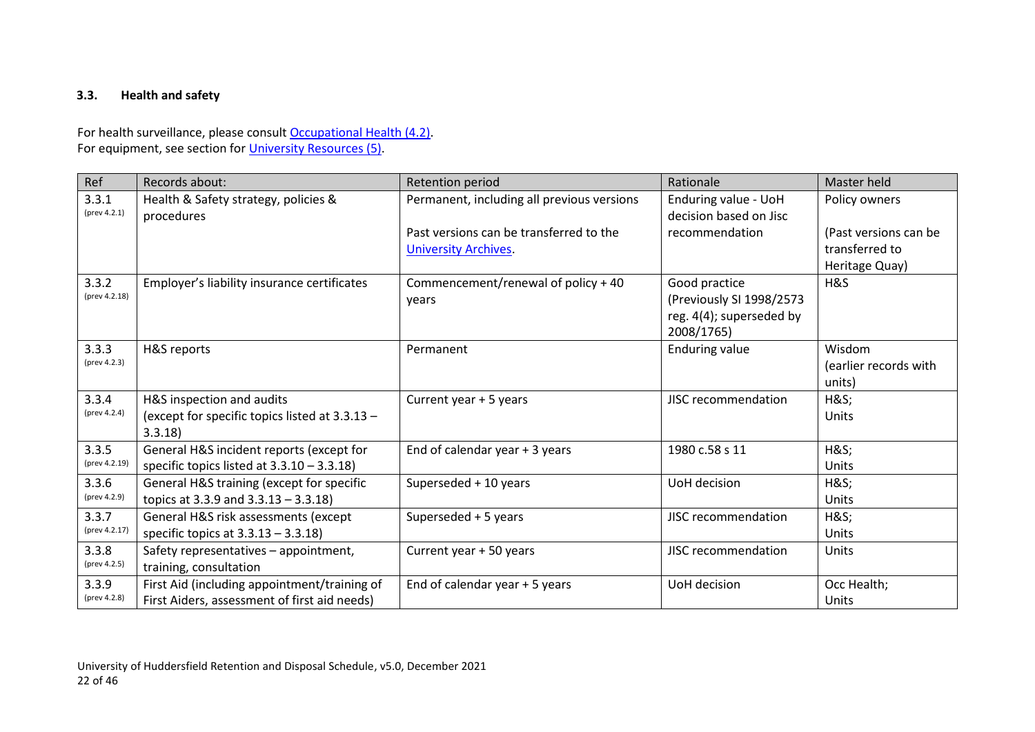### 3.3. Health and safety

For health surveillance, please consult [Occupational Health (4.2)](#).
For equipment, see section for [University Resources (5)](#).

| Ref | Records about: | Retention period | Rationale | Master held |
|---|---|---|---|---|
| 3.3.1 (prev 4.2.1) | Health & Safety strategy, policies & procedures | Permanent, including all previous versions<br><br>Past versions can be transferred to the [University Archives](#). | Enduring value - UoH decision based on Jisc recommendation | Policy owners<br><br>(Past versions can be transferred to Heritage Quay) |
| 3.3.2 (prev 4.2.18) | Employer's liability insurance certificates | Commencement/renewal of policy + 40 years | Good practice (Previously SI 1998/2573 reg. 4(4); superseded by 2008/1765) | H&S |
| 3.3.3 (prev 4.2.3) | H&S reports | Permanent | Enduring value | Wisdom (earlier records with units) |
| 3.3.4 (prev 4.2.4) | H&S inspection and audits (except for specific topics listed at 3.3.13 – 3.3.18) | Current year + 5 years | JISC recommendation | H&S;<br>Units |
| 3.3.5 (prev 4.2.19) | General H&S incident reports (except for specific topics listed at 3.3.10 – 3.3.18) | End of calendar year + 3 years | 1980 c.58 s 11 | H&S;<br>Units |
| 3.3.6 (prev 4.2.9) | General H&S training (except for specific topics at 3.3.9 and 3.3.13 – 3.3.18) | Superseded + 10 years | UoH decision | H&S;<br>Units |
| 3.3.7 (prev 4.2.17) | General H&S risk assessments (except specific topics at 3.3.13 – 3.3.18) | Superseded + 5 years | JISC recommendation | H&S;<br>Units |
| 3.3.8 (prev 4.2.5) | Safety representatives – appointment, training, consultation | Current year + 50 years | JISC recommendation | Units |
| 3.3.9 (prev 4.2.8) | First Aid (including appointment/training of First Aiders, assessment of first aid needs) | End of calendar year + 5 years | UoH decision | Occ Health;<br>Units |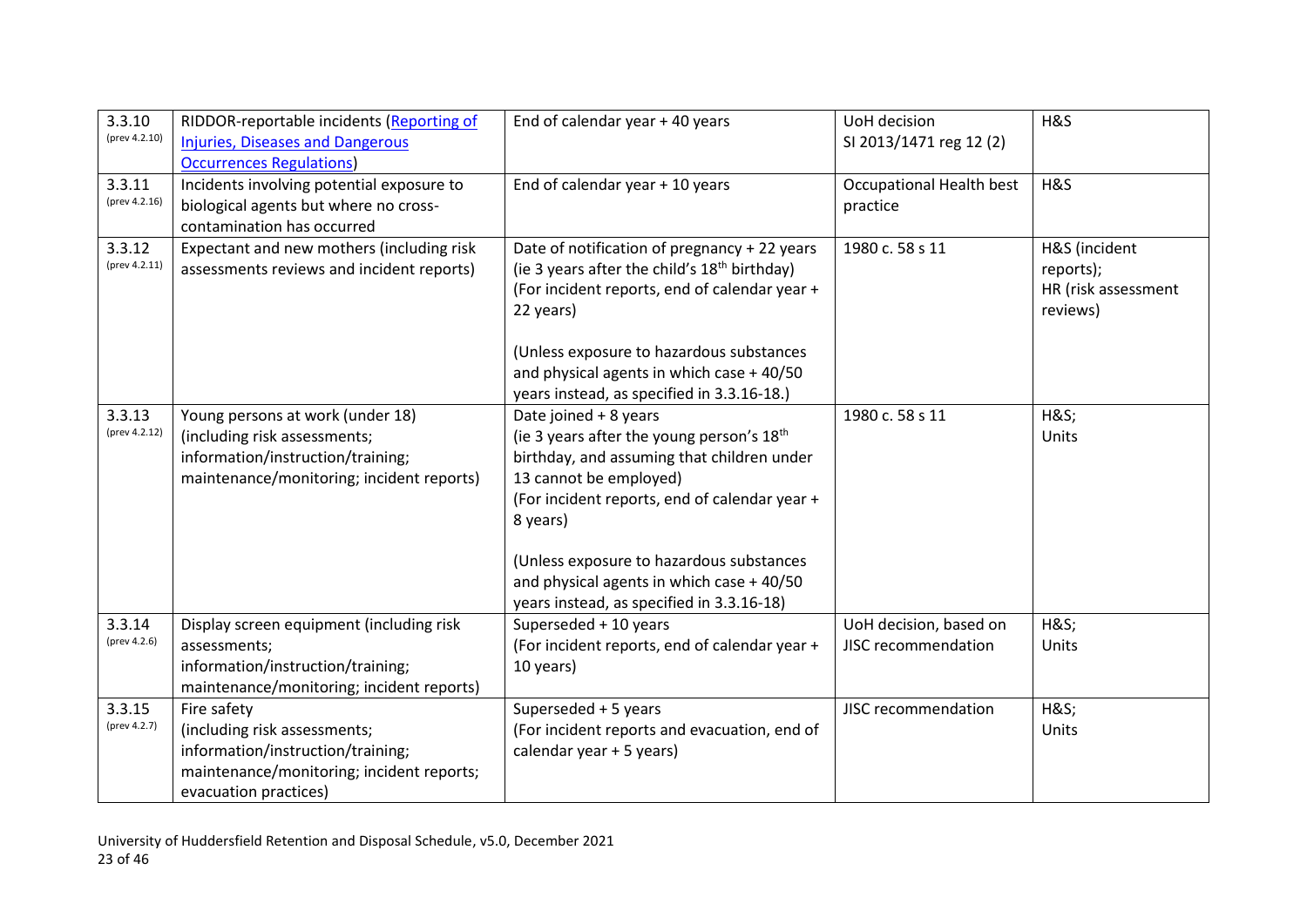| 3.3.10 (prev 4.2.10) | RIDDOR-reportable incidents ([Reporting of Injuries, Diseases and Dangerous Occurrences Regulations]) | End of calendar year + 40 years | UoH decision<br>SI 2013/1471 reg 12 (2) | H&S |
|---|---|---|---|---|
| 3.3.11 (prev 4.2.16) | Incidents involving potential exposure to biological agents but where no cross-contamination has occurred | End of calendar year + 10 years | Occupational Health best practice | H&S |
| 3.3.12 (prev 4.2.11) | Expectant and new mothers (including risk assessments reviews and incident reports) | Date of notification of pregnancy + 22 years (ie 3 years after the child's 18th birthday)<br>(For incident reports, end of calendar year + 22 years)<br><br>(Unless exposure to hazardous substances and physical agents in which case + 40/50 years instead, as specified in 3.3.16-18.) | 1980 c. 58 s 11 | H&S (incident reports);<br>HR (risk assessment reviews) |
| 3.3.13 (prev 4.2.12) | Young persons at work (under 18) (including risk assessments; information/instruction/training; maintenance/monitoring; incident reports) | Date joined + 8 years<br>(ie 3 years after the young person's 18th birthday, and assuming that children under 13 cannot be employed)<br>(For incident reports, end of calendar year + 8 years)<br><br>(Unless exposure to hazardous substances and physical agents in which case + 40/50 years instead, as specified in 3.3.16-18) | 1980 c. 58 s 11 | H&S;<br>Units |
| 3.3.14 (prev 4.2.6) | Display screen equipment (including risk assessments; information/instruction/training; maintenance/monitoring; incident reports) | Superseded + 10 years<br>(For incident reports, end of calendar year + 10 years) | UoH decision, based on JISC recommendation | H&S;<br>Units |
| 3.3.15 (prev 4.2.7) | Fire safety (including risk assessments; information/instruction/training; maintenance/monitoring; incident reports; evacuation practices) | Superseded + 5 years<br>(For incident reports and evacuation, end of calendar year + 5 years) | JISC recommendation | H&S;<br>Units |

University of Huddersfield Retention and Disposal Schedule, v5.0, December 2021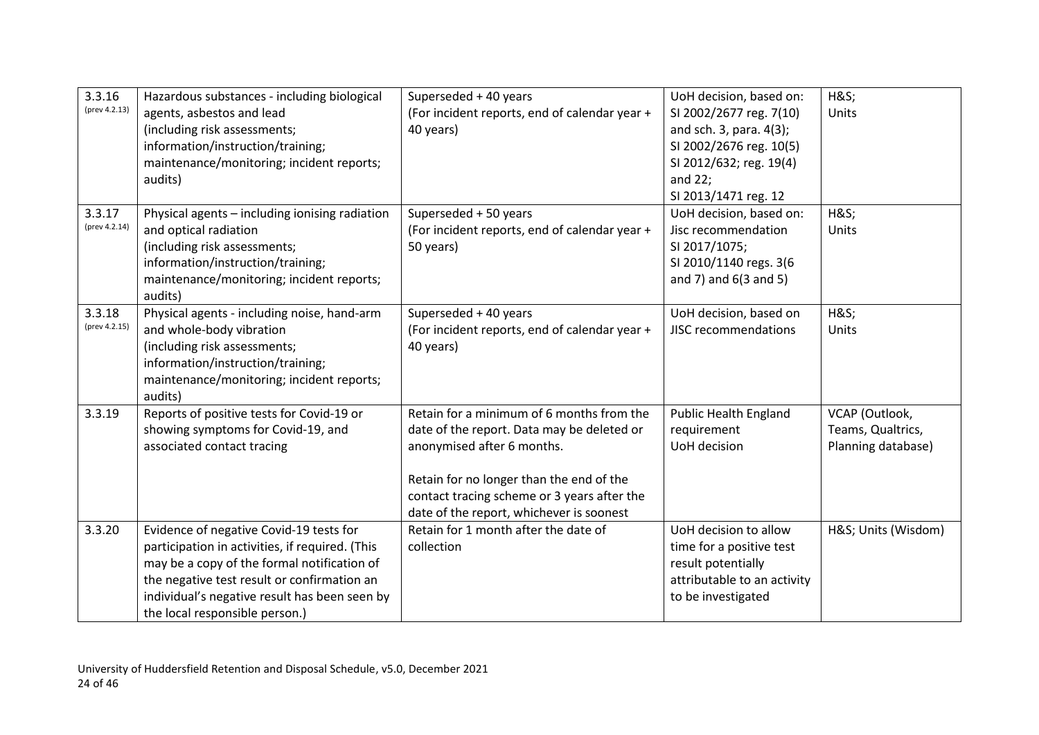| 3.3.16 (prev 4.2.13) | Hazardous substances - including biological agents, asbestos and lead (including risk assessments; information/instruction/training; maintenance/monitoring; incident reports; audits) | Superseded + 40 years (For incident reports, end of calendar year + 40 years) | UoH decision, based on: SI 2002/2677 reg. 7(10) and sch. 3, para. 4(3); SI 2002/2676 reg. 10(5) SI 2012/632; reg. 19(4) and 22; SI 2013/1471 reg. 12 | H&S; Units |
|---|---|---|---|---|
| 3.3.17 (prev 4.2.14) | Physical agents – including ionising radiation and optical radiation (including risk assessments; information/instruction/training; maintenance/monitoring; incident reports; audits) | Superseded + 50 years (For incident reports, end of calendar year + 50 years) | UoH decision, based on: Jisc recommendation SI 2017/1075; SI 2010/1140 regs. 3(6 and 7) and 6(3 and 5) | H&S; Units |
| 3.3.18 (prev 4.2.15) | Physical agents - including noise, hand-arm and whole-body vibration (including risk assessments; information/instruction/training; maintenance/monitoring; incident reports; audits) | Superseded + 40 years (For incident reports, end of calendar year + 40 years) | UoH decision, based on JISC recommendations | H&S; Units |
| 3.3.19 | Reports of positive tests for Covid-19 or showing symptoms for Covid-19, and associated contact tracing | Retain for a minimum of 6 months from the date of the report. Data may be deleted or anonymised after 6 months.<br><br>Retain for no longer than the end of the contact tracing scheme or 3 years after the date of the report, whichever is soonest | Public Health England requirement<br>UoH decision | VCAP (Outlook, Teams, Qualtrics, Planning database) |
| 3.3.20 | Evidence of negative Covid-19 tests for participation in activities, if required. (This may be a copy of the formal notification of the negative test result or confirmation an individual's negative result has been seen by the local responsible person.) | Retain for 1 month after the date of collection | UoH decision to allow time for a positive test result potentially attributable to an activity to be investigated | H&S; Units (Wisdom) |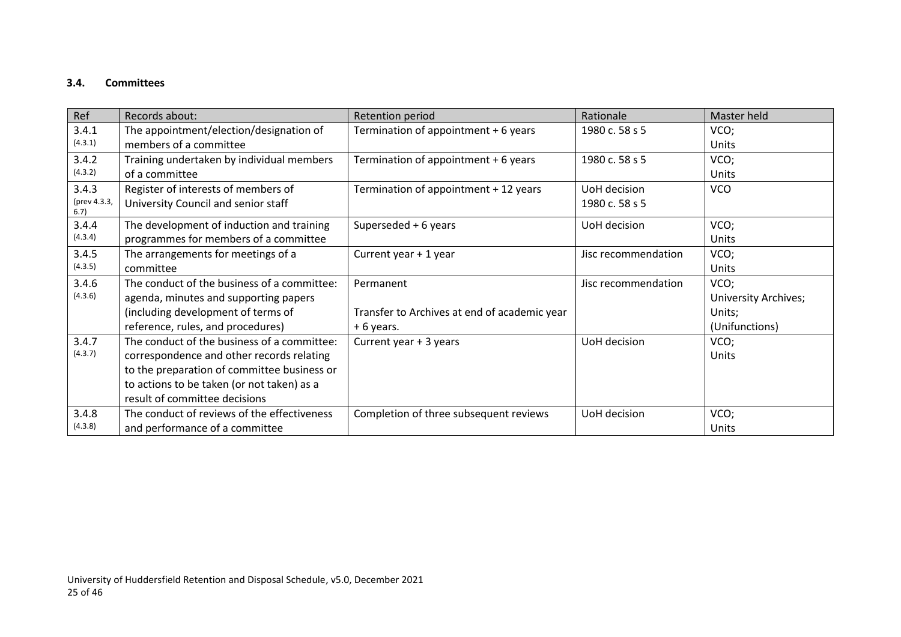### 3.4. Committees

| Ref | Records about: | Retention period | Rationale | Master held |
|---|---|---|---|---|
| 3.4.1 (4.3.1) | The appointment/election/designation of members of a committee | Termination of appointment + 6 years | 1980 c. 58 s 5 | VCO; Units |
| 3.4.2 (4.3.2) | Training undertaken by individual members of a committee | Termination of appointment + 6 years | 1980 c. 58 s 5 | VCO; Units |
| 3.4.3 (prev 4.3.3, 6.7) | Register of interests of members of University Council and senior staff | Termination of appointment + 12 years | UoH decision 1980 c. 58 s 5 | VCO |
| 3.4.4 (4.3.4) | The development of induction and training programmes for members of a committee | Superseded + 6 years | UoH decision | VCO; Units |
| 3.4.5 (4.3.5) | The arrangements for meetings of a committee | Current year + 1 year | Jisc recommendation | VCO; Units |
| 3.4.6 (4.3.6) | The conduct of the business of a committee: agenda, minutes and supporting papers (including development of terms of reference, rules, and procedures) | Permanent<br><br>Transfer to Archives at end of academic year + 6 years. | Jisc recommendation | VCO; University Archives; Units; (Unifunctions) |
| 3.4.7 (4.3.7) | The conduct of the business of a committee: correspondence and other records relating to the preparation of committee business or to actions to be taken (or not taken) as a result of committee decisions | Current year + 3 years | UoH decision | VCO; Units |
| 3.4.8 (4.3.8) | The conduct of reviews of the effectiveness and performance of a committee | Completion of three subsequent reviews | UoH decision | VCO; Units |

University of Huddersfield Retention and Disposal Schedule, v5.0, December 2021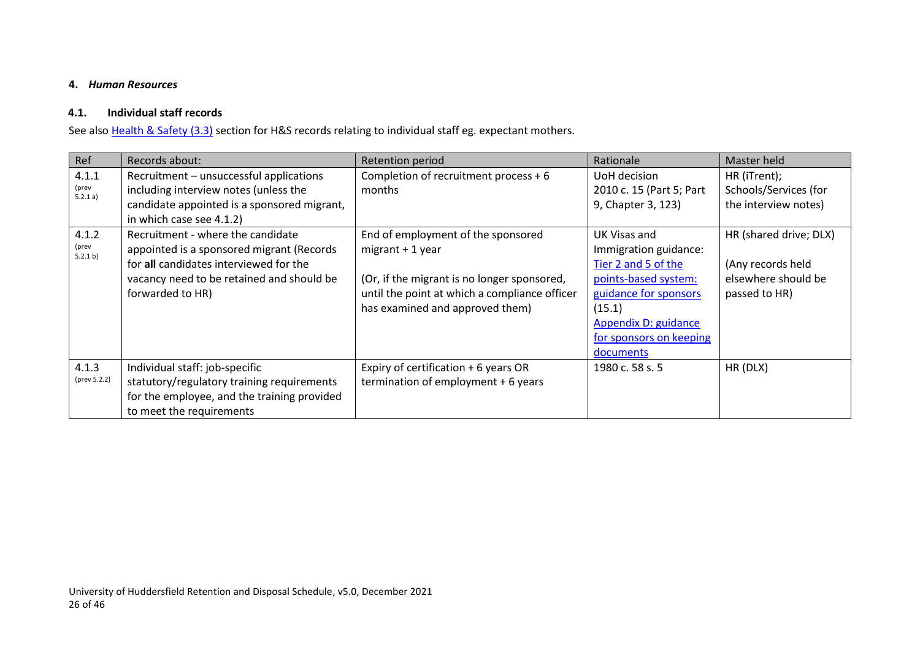## 4. *Human Resources*

### 4.1. Individual staff records

See also Health & Safety (3.3) section for H&S records relating to individual staff eg. expectant mothers.

| Ref | Records about: | Retention period | Rationale | Master held |
|---|---|---|---|---|
| 4.1.1 (prev 5.2.1 a) | Recruitment – unsuccessful applications including interview notes (unless the candidate appointed is a sponsored migrant, in which case see 4.1.2) | Completion of recruitment process + 6 months | UoH decision 2010 c. 15 (Part 5; Part 9, Chapter 3, 123) | HR (iTrent); Schools/Services (for the interview notes) |
| 4.1.2 (prev 5.2.1 b) | Recruitment - where the candidate appointed is a sponsored migrant (Records for **all** candidates interviewed for the vacancy need to be retained and should be forwarded to HR) | End of employment of the sponsored migrant + 1 year<br><br>(Or, if the migrant is no longer sponsored, until the point at which a compliance officer has examined and approved them) | UK Visas and Immigration guidance: Tier 2 and 5 of the points-based system: guidance for sponsors (15.1) Appendix D: guidance for sponsors on keeping documents | HR (shared drive; DLX)<br><br>(Any records held elsewhere should be passed to HR) |
| 4.1.3 (prev 5.2.2) | Individual staff: job-specific statutory/regulatory training requirements for the employee, and the training provided to meet the requirements | Expiry of certification + 6 years OR termination of employment + 6 years | 1980 c. 58 s. 5 | HR (DLX) |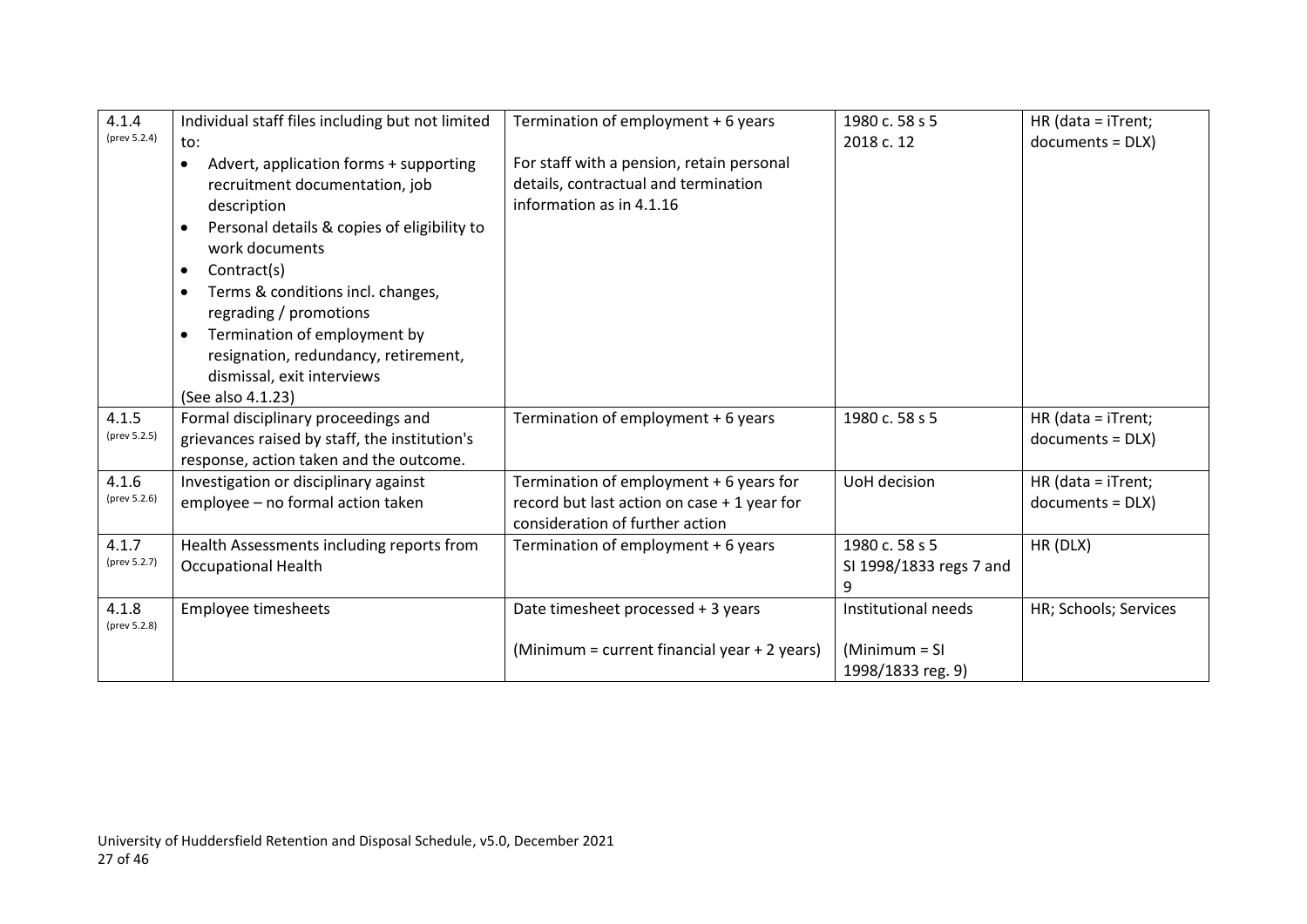| 4.1.4 (prev 5.2.4) | Individual staff files including but not limited to:<br>• Advert, application forms + supporting recruitment documentation, job description<br>• Personal details & copies of eligibility to work documents<br>• Contract(s)<br>• Terms & conditions incl. changes, regrading / promotions<br>• Termination of employment by resignation, redundancy, retirement, dismissal, exit interviews<br>(See also 4.1.23) | Termination of employment + 6 years<br><br>For staff with a pension, retain personal details, contractual and termination information as in 4.1.16 | 1980 c. 58 s 5<br>2018 c. 12 | HR (data = iTrent; documents = DLX) |
|---|---|---|---|---|
| 4.1.5 (prev 5.2.5) | Formal disciplinary proceedings and grievances raised by staff, the institution's response, action taken and the outcome. | Termination of employment + 6 years | 1980 c. 58 s 5 | HR (data = iTrent; documents = DLX) |
| 4.1.6 (prev 5.2.6) | Investigation or disciplinary against employee – no formal action taken | Termination of employment + 6 years for record but last action on case + 1 year for consideration of further action | UoH decision | HR (data = iTrent; documents = DLX) |
| 4.1.7 (prev 5.2.7) | Health Assessments including reports from Occupational Health | Termination of employment + 6 years | 1980 c. 58 s 5<br>SI 1998/1833 regs 7 and 9 | HR (DLX) |
| 4.1.8 (prev 5.2.8) | Employee timesheets | Date timesheet processed + 3 years<br><br>(Minimum = current financial year + 2 years) | Institutional needs<br><br>(Minimum = SI 1998/1833 reg. 9) | HR; Schools; Services |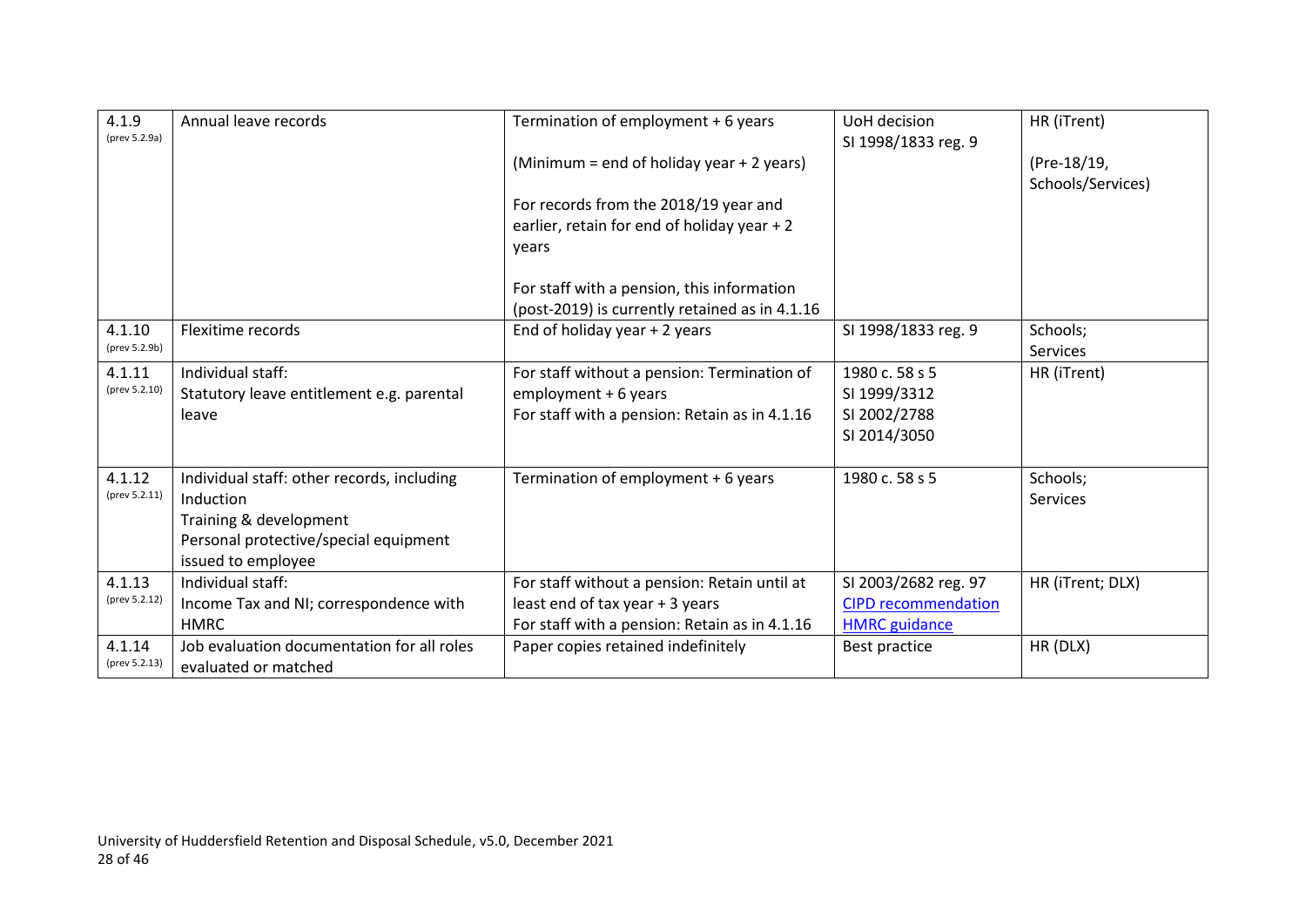| 4.1.9 (prev 5.2.9a) | Annual leave records | Termination of employment + 6 years<br><br>(Minimum = end of holiday year + 2 years)<br><br>For records from the 2018/19 year and earlier, retain for end of holiday year + 2 years<br><br>For staff with a pension, this information (post-2019) is currently retained as in 4.1.16 | UoH decision<br>SI 1998/1833 reg. 9 | HR (iTrent)<br><br>(Pre-18/19, Schools/Services) |
|---|---|---|---|---|
| 4.1.10 (prev 5.2.9b) | Flexitime records | End of holiday year + 2 years | SI 1998/1833 reg. 9 | Schools; Services |
| 4.1.11 (prev 5.2.10) | Individual staff:<br>Statutory leave entitlement e.g. parental leave | For staff without a pension: Termination of employment + 6 years<br>For staff with a pension: Retain as in 4.1.16 | 1980 c. 58 s 5<br>SI 1999/3312<br>SI 2002/2788<br>SI 2014/3050 | HR (iTrent) |
| 4.1.12 (prev 5.2.11) | Individual staff: other records, including<br>Induction<br>Training & development<br>Personal protective/special equipment issued to employee | Termination of employment + 6 years | 1980 c. 58 s 5 | Schools; Services |
| 4.1.13 (prev 5.2.12) | Individual staff:<br>Income Tax and NI; correspondence with HMRC | For staff without a pension: Retain until at least end of tax year + 3 years<br>For staff with a pension: Retain as in 4.1.16 | SI 2003/2682 reg. 97<br>CIPD recommendation<br>HMRC guidance | HR (iTrent; DLX) |
| 4.1.14 (prev 5.2.13) | Job evaluation documentation for all roles evaluated or matched | Paper copies retained indefinitely | Best practice | HR (DLX) |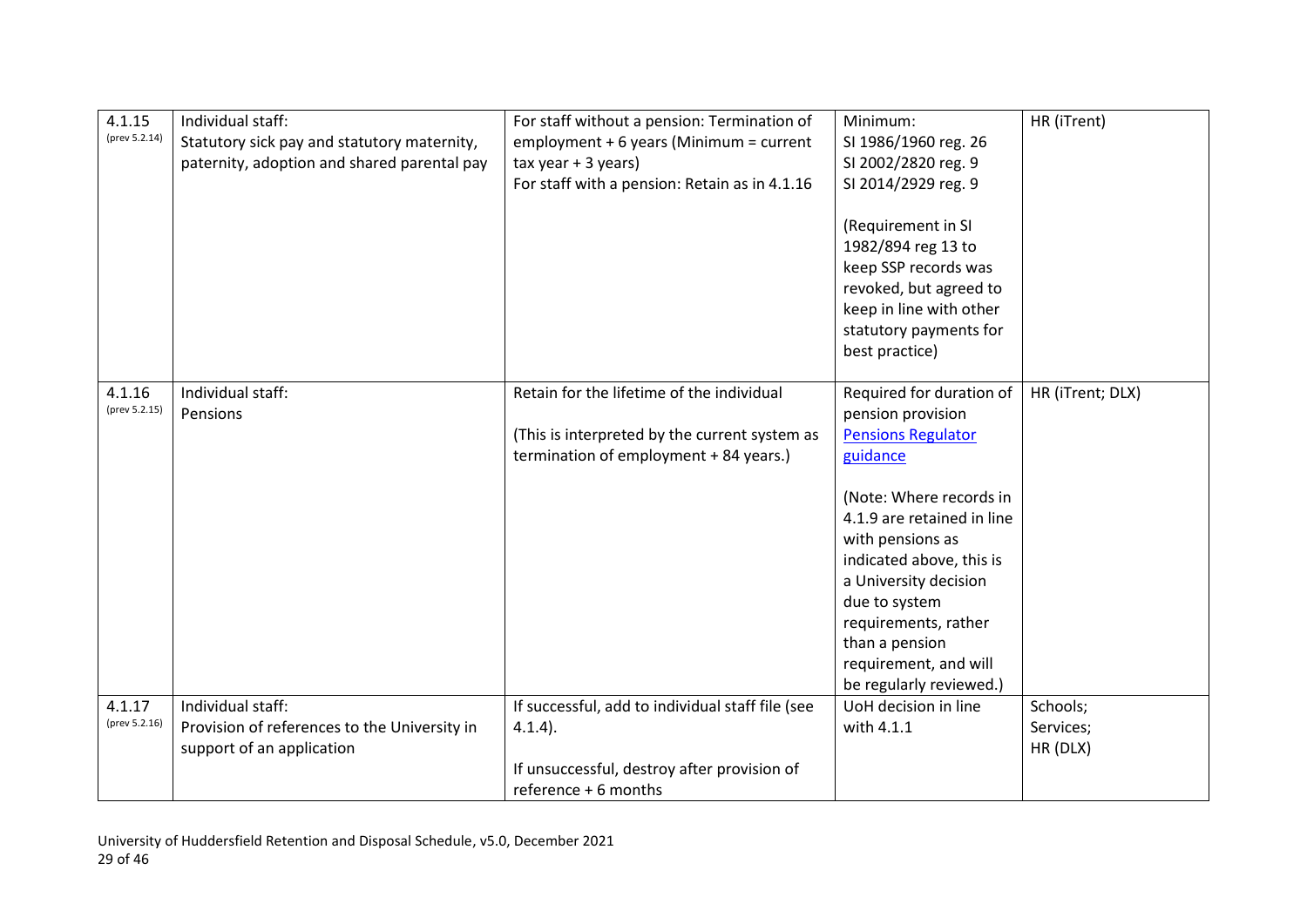| | | | | |
|---|---|---|---|---|
| 4.1.15 (prev 5.2.14) | Individual staff: Statutory sick pay and statutory maternity, paternity, adoption and shared parental pay | For staff without a pension: Termination of employment + 6 years (Minimum = current tax year + 3 years)<br>For staff with a pension: Retain as in 4.1.16 | Minimum:<br>SI 1986/1960 reg. 26<br>SI 2002/2820 reg. 9<br>SI 2014/2929 reg. 9<br><br>(Requirement in SI 1982/894 reg 13 to keep SSP records was revoked, but agreed to keep in line with other statutory payments for best practice) | HR (iTrent) |
| 4.1.16 (prev 5.2.15) | Individual staff: Pensions | Retain for the lifetime of the individual<br><br>(This is interpreted by the current system as termination of employment + 84 years.) | Required for duration of pension provision<br>[Pensions Regulator guidance]<br><br>(Note: Where records in 4.1.9 are retained in line with pensions as indicated above, this is a University decision due to system requirements, rather than a pension requirement, and will be regularly reviewed.) | HR (iTrent; DLX) |
| 4.1.17 (prev 5.2.16) | Individual staff: Provision of references to the University in support of an application | If successful, add to individual staff file (see 4.1.4).<br><br>If unsuccessful, destroy after provision of reference + 6 months | UoH decision in line with 4.1.1 | Schools; Services; HR (DLX) |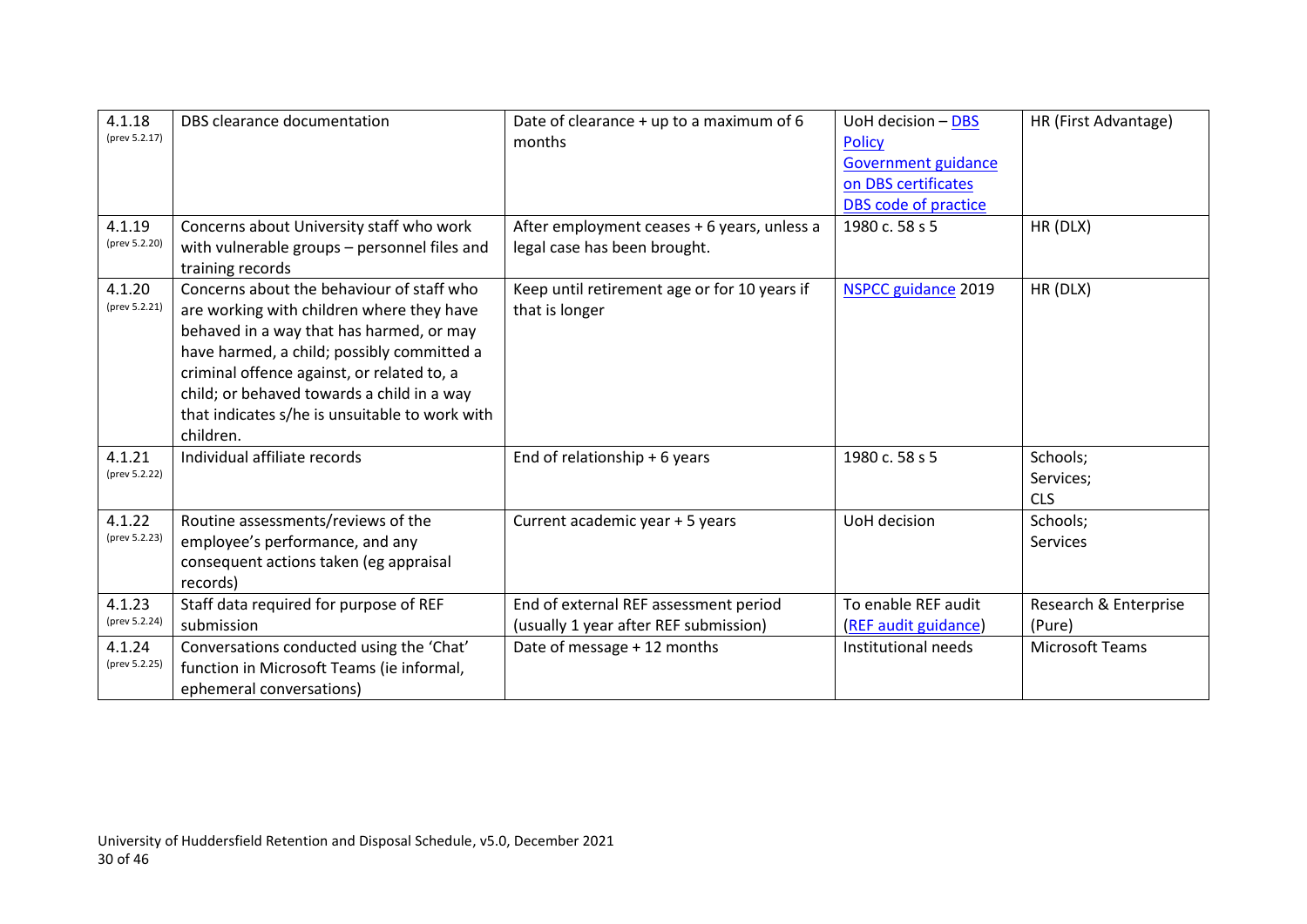| 4.1.18 (prev 5.2.17) | DBS clearance documentation | Date of clearance + up to a maximum of 6 months | UoH decision – DBS Policy<br>Government guidance on DBS certificates<br>DBS code of practice | HR (First Advantage) |
|---|---|---|---|---|
| 4.1.19 (prev 5.2.20) | Concerns about University staff who work with vulnerable groups – personnel files and training records | After employment ceases + 6 years, unless a legal case has been brought. | 1980 c. 58 s 5 | HR (DLX) |
| 4.1.20 (prev 5.2.21) | Concerns about the behaviour of staff who are working with children where they have behaved in a way that has harmed, or may have harmed, a child; possibly committed a criminal offence against, or related to, a child; or behaved towards a child in a way that indicates s/he is unsuitable to work with children. | Keep until retirement age or for 10 years if that is longer | NSPCC guidance 2019 | HR (DLX) |
| 4.1.21 (prev 5.2.22) | Individual affiliate records | End of relationship + 6 years | 1980 c. 58 s 5 | Schools;<br>Services;<br>CLS |
| 4.1.22 (prev 5.2.23) | Routine assessments/reviews of the employee's performance, and any consequent actions taken (eg appraisal records) | Current academic year + 5 years | UoH decision | Schools;<br>Services |
| 4.1.23 (prev 5.2.24) | Staff data required for purpose of REF submission | End of external REF assessment period (usually 1 year after REF submission) | To enable REF audit (REF audit guidance) | Research & Enterprise (Pure) |
| 4.1.24 (prev 5.2.25) | Conversations conducted using the 'Chat' function in Microsoft Teams (ie informal, ephemeral conversations) | Date of message + 12 months | Institutional needs | Microsoft Teams |

University of Huddersfield Retention and Disposal Schedule, v5.0, December 2021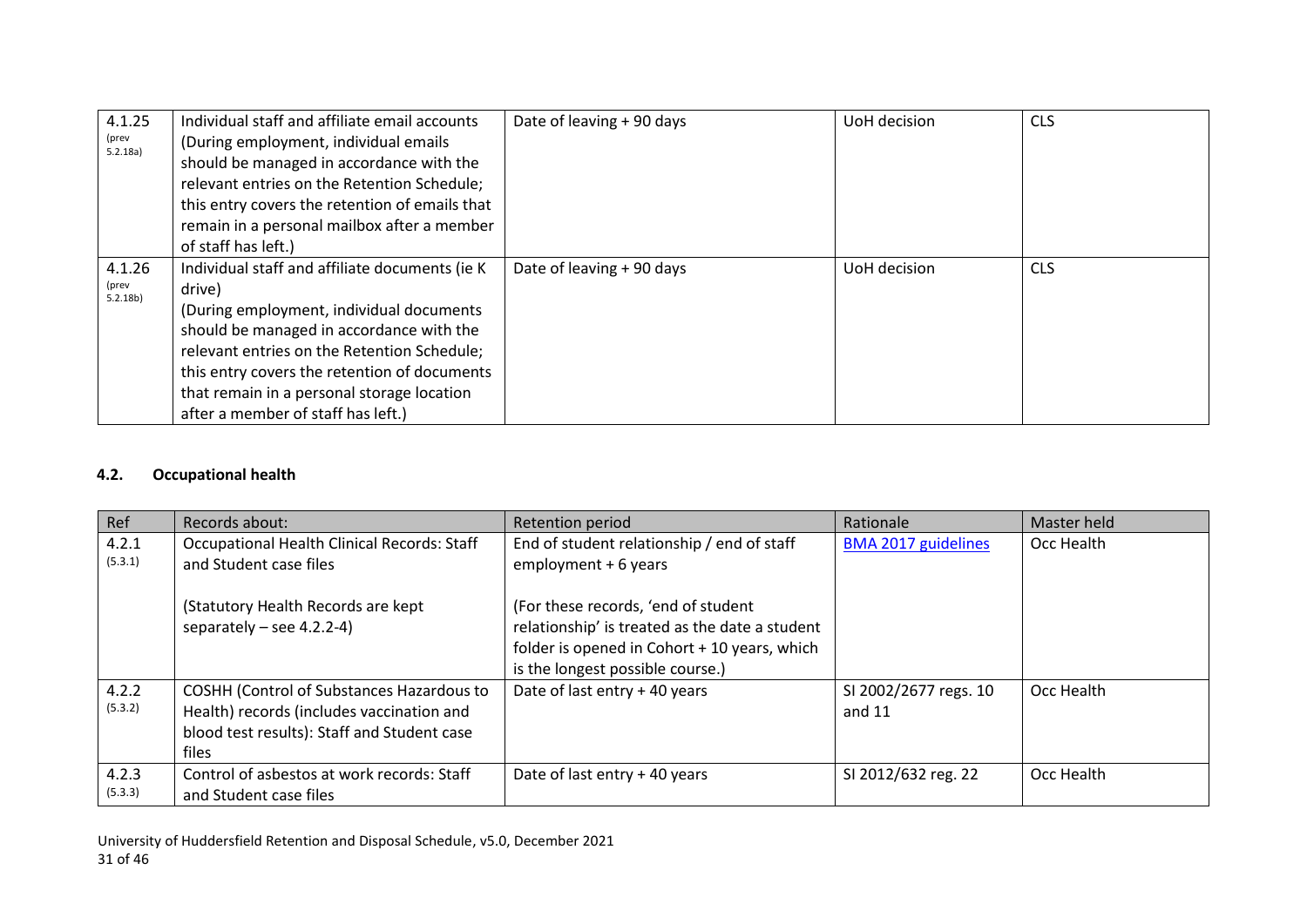| 4.1.25 (prev 5.2.18a) | Individual staff and affiliate email accounts (During employment, individual emails should be managed in accordance with the relevant entries on the Retention Schedule; this entry covers the retention of emails that remain in a personal mailbox after a member of staff has left.) | Date of leaving + 90 days | UoH decision | CLS |
|---|---|---|---|---|
| 4.1.26 (prev 5.2.18b) | Individual staff and affiliate documents (ie K drive) (During employment, individual documents should be managed in accordance with the relevant entries on the Retention Schedule; this entry covers the retention of documents that remain in a personal storage location after a member of staff has left.) | Date of leaving + 90 days | UoH decision | CLS |

### 4.2. Occupational health

| Ref | Records about: | Retention period | Rationale | Master held |
|---|---|---|---|---|
| 4.2.1 (5.3.1) | Occupational Health Clinical Records: Staff and Student case files<br><br>(Statutory Health Records are kept separately – see 4.2.2-4) | End of student relationship / end of staff employment + 6 years<br><br>(For these records, 'end of student relationship' is treated as the date a student folder is opened in Cohort + 10 years, which is the longest possible course.) | [BMA 2017 guidelines]() | Occ Health |
| 4.2.2 (5.3.2) | COSHH (Control of Substances Hazardous to Health) records (includes vaccination and blood test results): Staff and Student case files | Date of last entry + 40 years | SI 2002/2677 regs. 10 and 11 | Occ Health |
| 4.2.3 (5.3.3) | Control of asbestos at work records: Staff and Student case files | Date of last entry + 40 years | SI 2012/632 reg. 22 | Occ Health |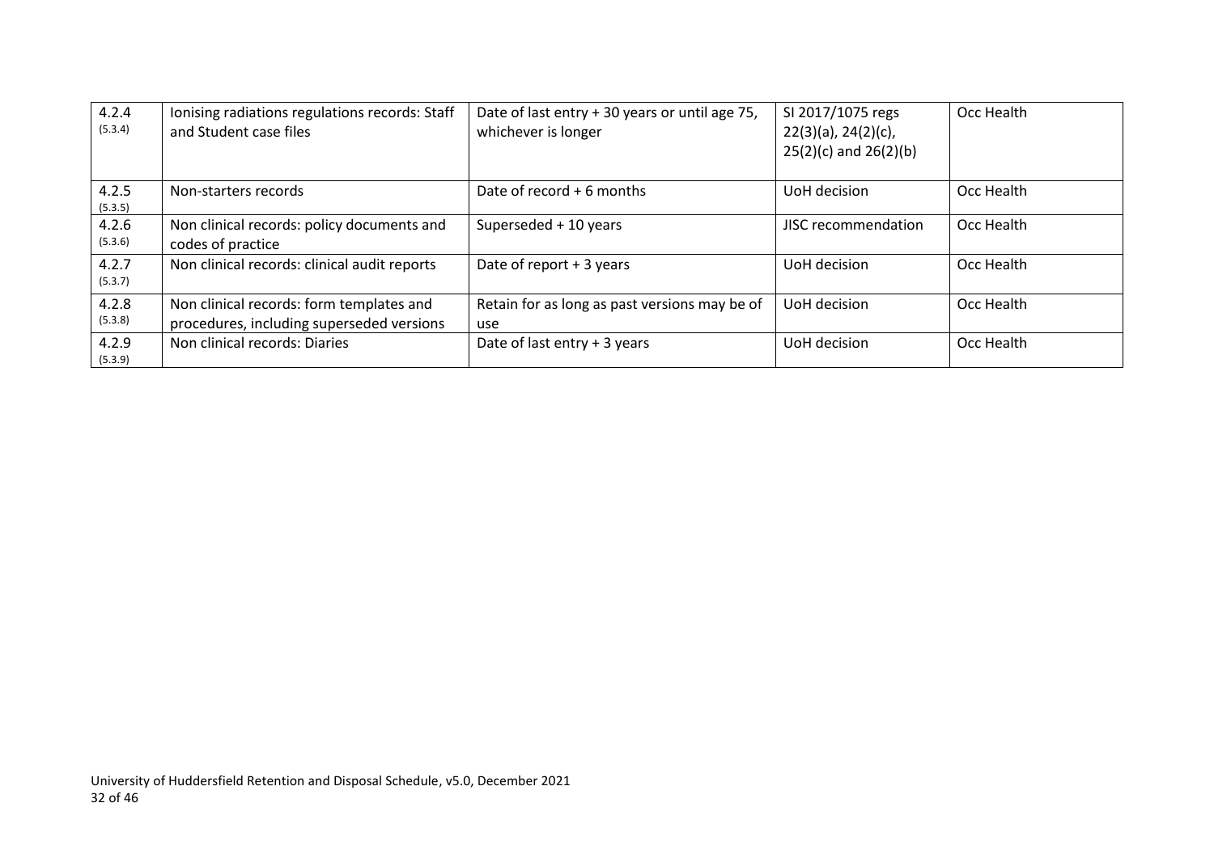| 4.2.4 (5.3.4) | Ionising radiations regulations records: Staff and Student case files | Date of last entry + 30 years or until age 75, whichever is longer | SI 2017/1075 regs 22(3)(a), 24(2)(c), 25(2)(c) and 26(2)(b) | Occ Health |
|---|---|---|---|---|
| 4.2.5 (5.3.5) | Non-starters records | Date of record + 6 months | UoH decision | Occ Health |
| 4.2.6 (5.3.6) | Non clinical records: policy documents and codes of practice | Superseded + 10 years | JISC recommendation | Occ Health |
| 4.2.7 (5.3.7) | Non clinical records: clinical audit reports | Date of report + 3 years | UoH decision | Occ Health |
| 4.2.8 (5.3.8) | Non clinical records: form templates and procedures, including superseded versions | Retain for as long as past versions may be of use | UoH decision | Occ Health |
| 4.2.9 (5.3.9) | Non clinical records: Diaries | Date of last entry + 3 years | UoH decision | Occ Health |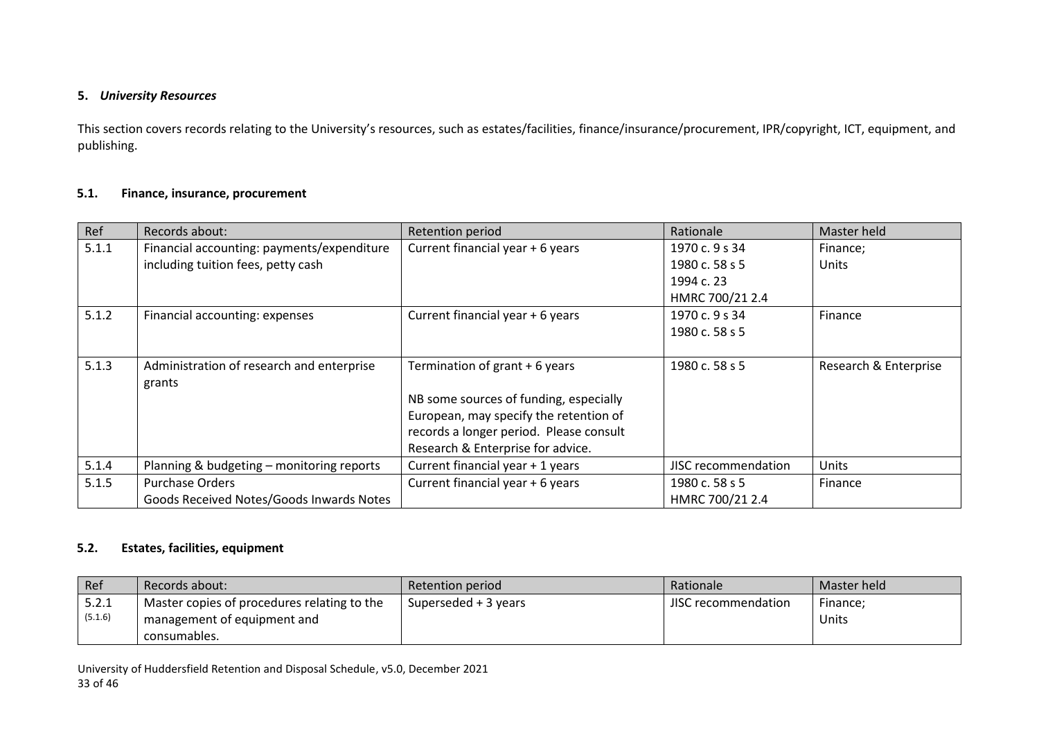## 5. *University Resources*

This section covers records relating to the University's resources, such as estates/facilities, finance/insurance/procurement, IPR/copyright, ICT, equipment, and publishing.

### 5.1. Finance, insurance, procurement

| Ref | Records about: | Retention period | Rationale | Master held |
|---|---|---|---|---|
| 5.1.1 | Financial accounting: payments/expenditure including tuition fees, petty cash | Current financial year + 6 years | 1970 c. 9 s 34<br>1980 c. 58 s 5<br>1994 c. 23<br>HMRC 700/21 2.4 | Finance;<br>Units |
| 5.1.2 | Financial accounting: expenses | Current financial year + 6 years | 1970 c. 9 s 34<br>1980 c. 58 s 5 | Finance |
| 5.1.3 | Administration of research and enterprise grants | Termination of grant + 6 years<br><br>NB some sources of funding, especially European, may specify the retention of records a longer period. Please consult Research & Enterprise for advice. | 1980 c. 58 s 5 | Research & Enterprise |
| 5.1.4 | Planning & budgeting – monitoring reports | Current financial year + 1 years | JISC recommendation | Units |
| 5.1.5 | Purchase Orders<br>Goods Received Notes/Goods Inwards Notes | Current financial year + 6 years | 1980 c. 58 s 5<br>HMRC 700/21 2.4 | Finance |

### 5.2. Estates, facilities, equipment

| Ref | Records about: | Retention period | Rationale | Master held |
|---|---|---|---|---|
| 5.2.1<br>(5.1.6) | Master copies of procedures relating to the management of equipment and consumables. | Superseded + 3 years | JISC recommendation | Finance;<br>Units |

University of Huddersfield Retention and Disposal Schedule, v5.0, December 2021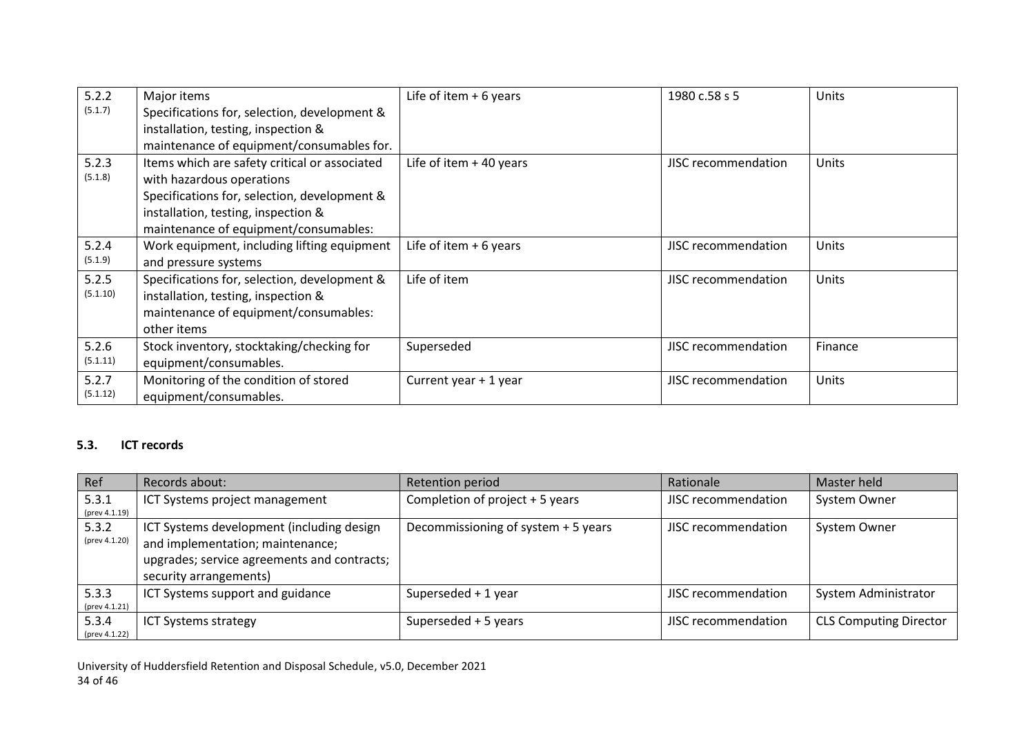| Ref | Records about: | Retention period | Rationale | Master held |
|---|---|---|---|---|
| 5.2.2 (5.1.7) | Major items Specifications for, selection, development & installation, testing, inspection & maintenance of equipment/consumables for. | Life of item + 6 years | 1980 c.58 s 5 | Units |
| 5.2.3 (5.1.8) | Items which are safety critical or associated with hazardous operations Specifications for, selection, development & installation, testing, inspection & maintenance of equipment/consumables: | Life of item + 40 years | JISC recommendation | Units |
| 5.2.4 (5.1.9) | Work equipment, including lifting equipment and pressure systems | Life of item + 6 years | JISC recommendation | Units |
| 5.2.5 (5.1.10) | Specifications for, selection, development & installation, testing, inspection & maintenance of equipment/consumables: other items | Life of item | JISC recommendation | Units |
| 5.2.6 (5.1.11) | Stock inventory, stocktaking/checking for equipment/consumables. | Superseded | JISC recommendation | Finance |
| 5.2.7 (5.1.12) | Monitoring of the condition of stored equipment/consumables. | Current year + 1 year | JISC recommendation | Units |

### 5.3. ICT records

| Ref | Records about: | Retention period | Rationale | Master held |
|---|---|---|---|---|
| 5.3.1 (prev 4.1.19) | ICT Systems project management | Completion of project + 5 years | JISC recommendation | System Owner |
| 5.3.2 (prev 4.1.20) | ICT Systems development (including design and implementation; maintenance; upgrades; service agreements and contracts; security arrangements) | Decommissioning of system + 5 years | JISC recommendation | System Owner |
| 5.3.3 (prev 4.1.21) | ICT Systems support and guidance | Superseded + 1 year | JISC recommendation | System Administrator |
| 5.3.4 (prev 4.1.22) | ICT Systems strategy | Superseded + 5 years | JISC recommendation | CLS Computing Director |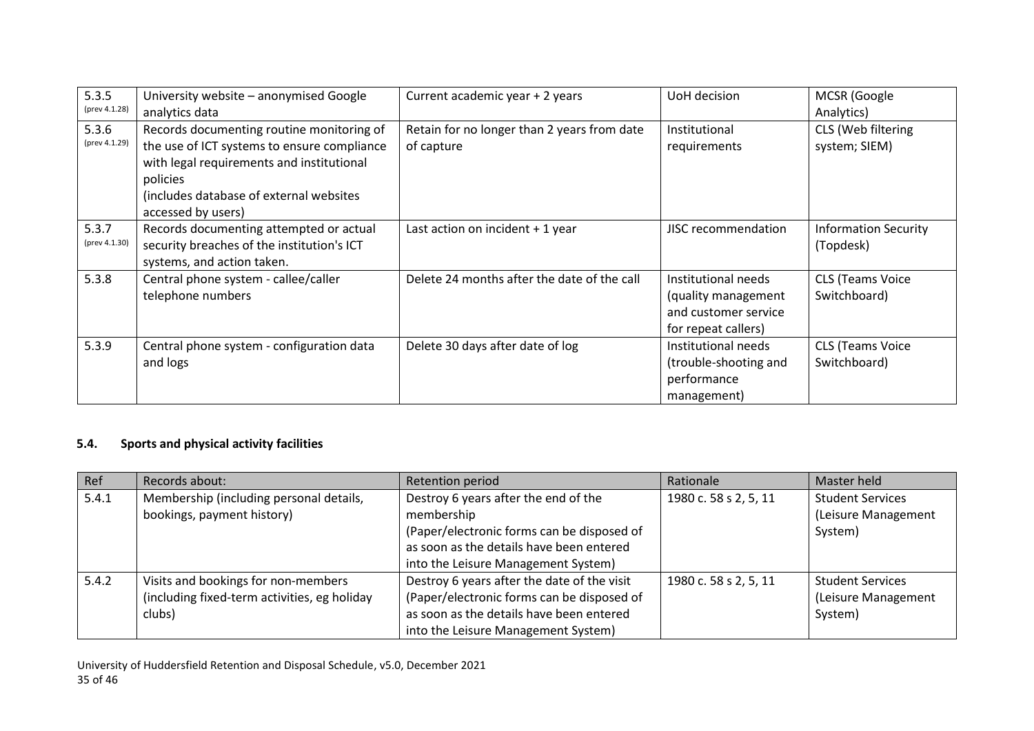| 5.3.5 (prev 4.1.28) | University website – anonymised Google analytics data | Current academic year + 2 years | UoH decision | MCSR (Google Analytics) |
|---|---|---|---|---|
| 5.3.6 (prev 4.1.29) | Records documenting routine monitoring of the use of ICT systems to ensure compliance with legal requirements and institutional policies (includes database of external websites accessed by users) | Retain for no longer than 2 years from date of capture | Institutional requirements | CLS (Web filtering system; SIEM) |
| 5.3.7 (prev 4.1.30) | Records documenting attempted or actual security breaches of the institution's ICT systems, and action taken. | Last action on incident + 1 year | JISC recommendation | Information Security (Topdesk) |
| 5.3.8 | Central phone system - callee/caller telephone numbers | Delete 24 months after the date of the call | Institutional needs (quality management and customer service for repeat callers) | CLS (Teams Voice Switchboard) |
| 5.3.9 | Central phone system - configuration data and logs | Delete 30 days after date of log | Institutional needs (trouble-shooting and performance management) | CLS (Teams Voice Switchboard) |

### 5.4. Sports and physical activity facilities

| Ref | Records about: | Retention period | Rationale | Master held |
|---|---|---|---|---|
| 5.4.1 | Membership (including personal details, bookings, payment history) | Destroy 6 years after the end of the membership (Paper/electronic forms can be disposed of as soon as the details have been entered into the Leisure Management System) | 1980 c. 58 s 2, 5, 11 | Student Services (Leisure Management System) |
| 5.4.2 | Visits and bookings for non-members (including fixed-term activities, eg holiday clubs) | Destroy 6 years after the date of the visit (Paper/electronic forms can be disposed of as soon as the details have been entered into the Leisure Management System) | 1980 c. 58 s 2, 5, 11 | Student Services (Leisure Management System) |

University of Huddersfield Retention and Disposal Schedule, v5.0, December 2021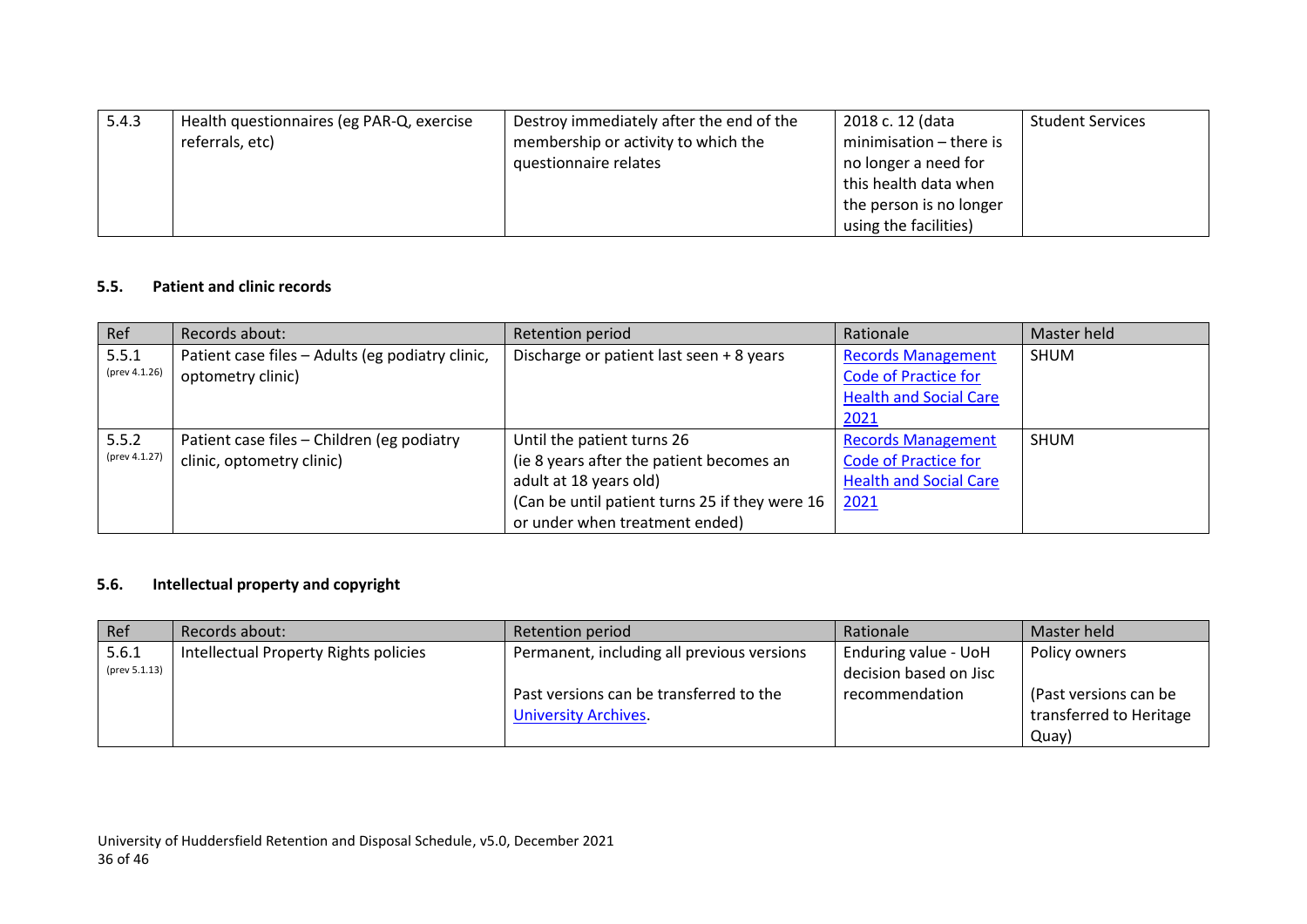| 5.4.3 | Health questionnaires (eg PAR-Q, exercise referrals, etc) | Destroy immediately after the end of the membership or activity to which the questionnaire relates | 2018 c. 12 (data minimisation – there is no longer a need for this health data when the person is no longer using the facilities) | Student Services |
|---|---|---|---|---|

### 5.5. Patient and clinic records

| Ref | Records about: | Retention period | Rationale | Master held |
|---|---|---|---|---|
| 5.5.1 (prev 4.1.26) | Patient case files – Adults (eg podiatry clinic, optometry clinic) | Discharge or patient last seen + 8 years | Records Management Code of Practice for Health and Social Care 2021 | SHUM |
| 5.5.2 (prev 4.1.27) | Patient case files – Children (eg podiatry clinic, optometry clinic) | Until the patient turns 26 (ie 8 years after the patient becomes an adult at 18 years old) (Can be until patient turns 25 if they were 16 or under when treatment ended) | Records Management Code of Practice for Health and Social Care 2021 | SHUM |

### 5.6. Intellectual property and copyright

| Ref | Records about: | Retention period | Rationale | Master held |
|---|---|---|---|---|
| 5.6.1 (prev 5.1.13) | Intellectual Property Rights policies | Permanent, including all previous versions<br><br>Past versions can be transferred to the University Archives. | Enduring value - UoH decision based on Jisc recommendation | Policy owners<br><br>(Past versions can be transferred to Heritage Quay) |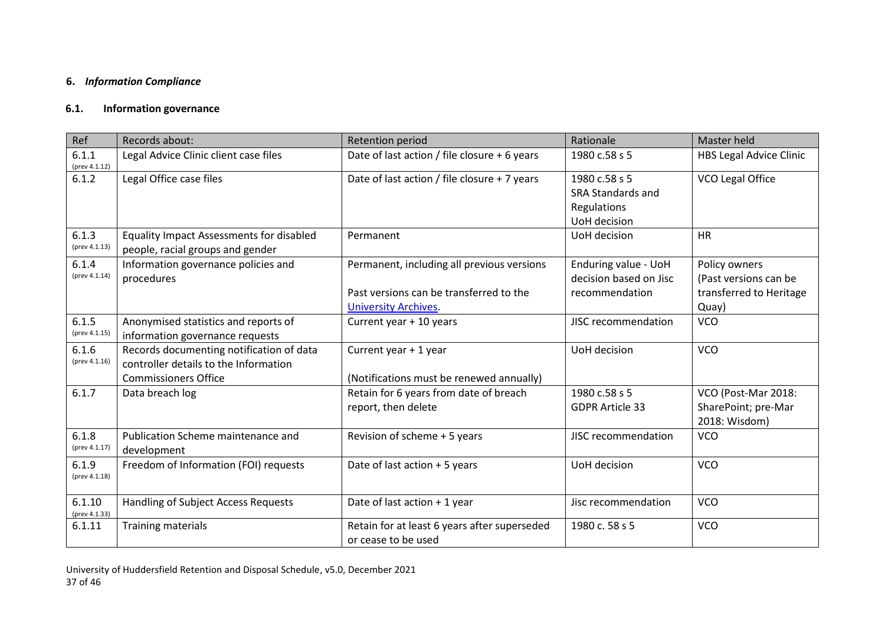## 6. *Information Compliance*

### 6.1. Information governance

| Ref | Records about: | Retention period | Rationale | Master held |
|---|---|---|---|---|
| 6.1.1 (prev 4.1.12) | Legal Advice Clinic client case files | Date of last action / file closure + 6 years | 1980 c.58 s 5 | HBS Legal Advice Clinic |
| 6.1.2 | Legal Office case files | Date of last action / file closure + 7 years | 1980 c.58 s 5 SRA Standards and Regulations UoH decision | VCO Legal Office |
| 6.1.3 (prev 4.1.13) | Equality Impact Assessments for disabled people, racial groups and gender | Permanent | UoH decision | HR |
| 6.1.4 (prev 4.1.14) | Information governance policies and procedures | Permanent, including all previous versions<br><br>Past versions can be transferred to the University Archives. | Enduring value - UoH decision based on Jisc recommendation | Policy owners (Past versions can be transferred to Heritage Quay) |
| 6.1.5 (prev 4.1.15) | Anonymised statistics and reports of information governance requests | Current year + 10 years | JISC recommendation | VCO |
| 6.1.6 (prev 4.1.16) | Records documenting notification of data controller details to the Information Commissioners Office | Current year + 1 year<br><br>(Notifications must be renewed annually) | UoH decision | VCO |
| 6.1.7 | Data breach log | Retain for 6 years from date of breach report, then delete | 1980 c.58 s 5 GDPR Article 33 | VCO (Post-Mar 2018: SharePoint; pre-Mar 2018: Wisdom) |
| 6.1.8 (prev 4.1.17) | Publication Scheme maintenance and development | Revision of scheme + 5 years | JISC recommendation | VCO |
| 6.1.9 (prev 4.1.18) | Freedom of Information (FOI) requests | Date of last action + 5 years | UoH decision | VCO |
| 6.1.10 (prev 4.1.33) | Handling of Subject Access Requests | Date of last action + 1 year | Jisc recommendation | VCO |
| 6.1.11 | Training materials | Retain for at least 6 years after superseded or cease to be used | 1980 c. 58 s 5 | VCO |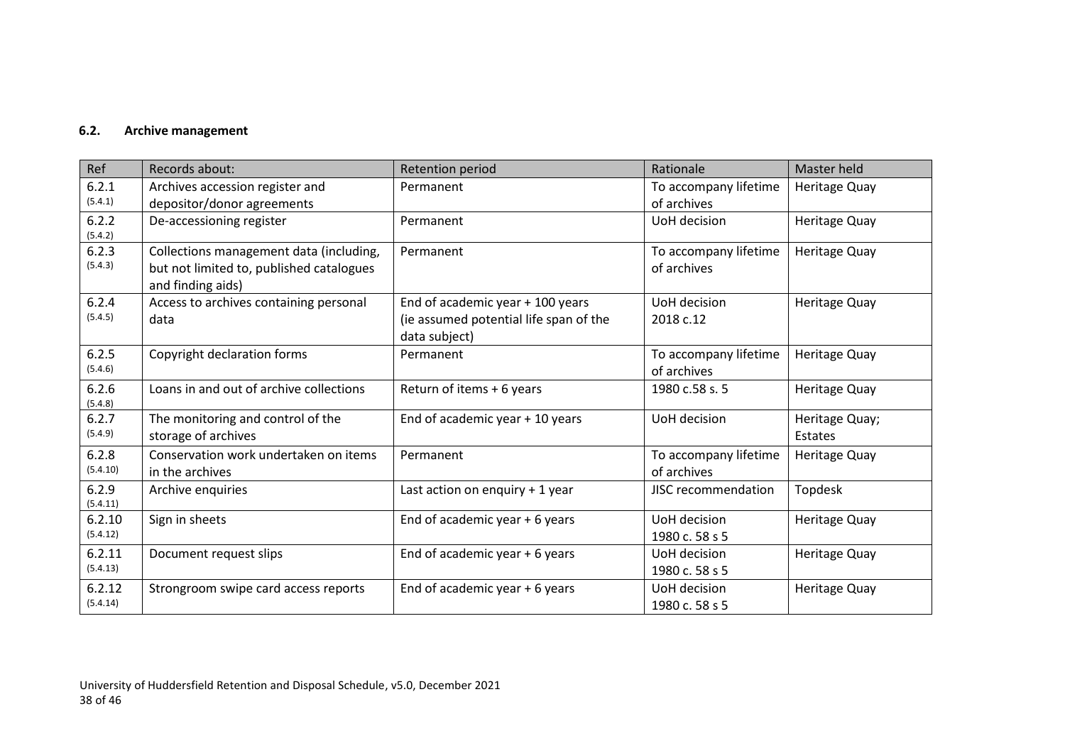### 6.2. Archive management

| Ref | Records about: | Retention period | Rationale | Master held |
|---|---|---|---|---|
| 6.2.1 (5.4.1) | Archives accession register and depositor/donor agreements | Permanent | To accompany lifetime of archives | Heritage Quay |
| 6.2.2 (5.4.2) | De-accessioning register | Permanent | UoH decision | Heritage Quay |
| 6.2.3 (5.4.3) | Collections management data (including, but not limited to, published catalogues and finding aids) | Permanent | To accompany lifetime of archives | Heritage Quay |
| 6.2.4 (5.4.5) | Access to archives containing personal data | End of academic year + 100 years (ie assumed potential life span of the data subject) | UoH decision 2018 c.12 | Heritage Quay |
| 6.2.5 (5.4.6) | Copyright declaration forms | Permanent | To accompany lifetime of archives | Heritage Quay |
| 6.2.6 (5.4.8) | Loans in and out of archive collections | Return of items + 6 years | 1980 c.58 s. 5 | Heritage Quay |
| 6.2.7 (5.4.9) | The monitoring and control of the storage of archives | End of academic year + 10 years | UoH decision | Heritage Quay; Estates |
| 6.2.8 (5.4.10) | Conservation work undertaken on items in the archives | Permanent | To accompany lifetime of archives | Heritage Quay |
| 6.2.9 (5.4.11) | Archive enquiries | Last action on enquiry + 1 year | JISC recommendation | Topdesk |
| 6.2.10 (5.4.12) | Sign in sheets | End of academic year + 6 years | UoH decision 1980 c. 58 s 5 | Heritage Quay |
| 6.2.11 (5.4.13) | Document request slips | End of academic year + 6 years | UoH decision 1980 c. 58 s 5 | Heritage Quay |
| 6.2.12 (5.4.14) | Strongroom swipe card access reports | End of academic year + 6 years | UoH decision 1980 c. 58 s 5 | Heritage Quay |

University of Huddersfield Retention and Disposal Schedule, v5.0, December 2021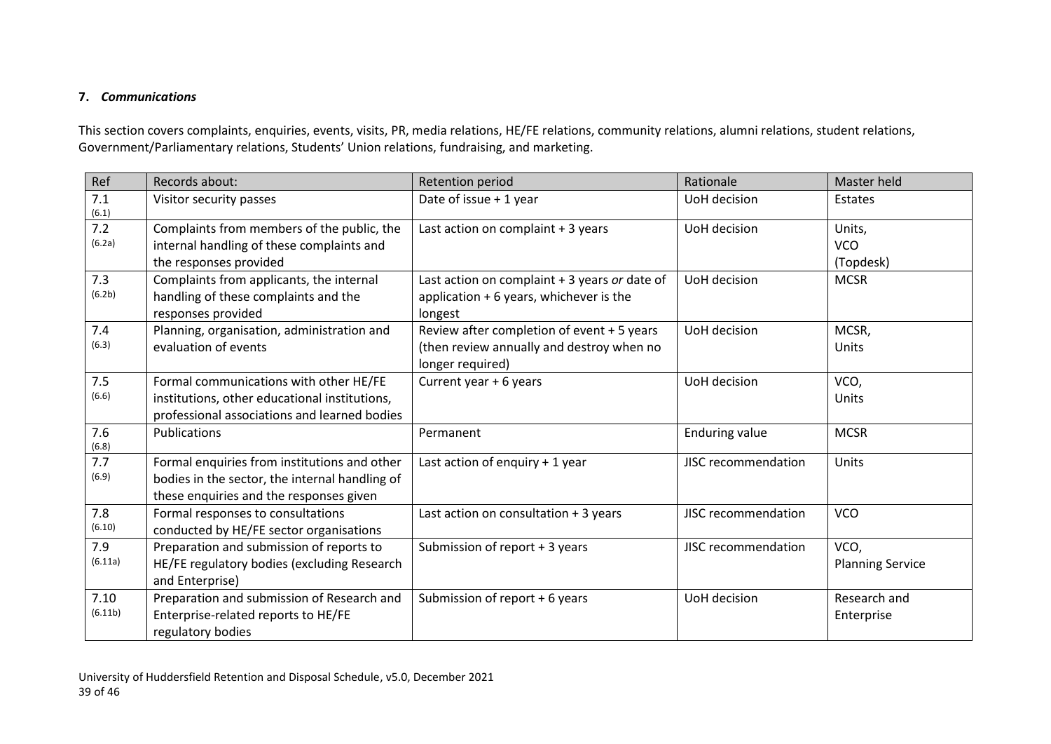## 7. *Communications*

This section covers complaints, enquiries, events, visits, PR, media relations, HE/FE relations, community relations, alumni relations, student relations, Government/Parliamentary relations, Students' Union relations, fundraising, and marketing.

| Ref | Records about: | Retention period | Rationale | Master held |
|---|---|---|---|---|
| 7.1 (6.1) | Visitor security passes | Date of issue + 1 year | UoH decision | Estates |
| 7.2 (6.2a) | Complaints from members of the public, the internal handling of these complaints and the responses provided | Last action on complaint + 3 years | UoH decision | Units, VCO (Topdesk) |
| 7.3 (6.2b) | Complaints from applicants, the internal handling of these complaints and the responses provided | Last action on complaint + 3 years *or* date of application + 6 years, whichever is the longest | UoH decision | MCSR |
| 7.4 (6.3) | Planning, organisation, administration and evaluation of events | Review after completion of event + 5 years (then review annually and destroy when no longer required) | UoH decision | MCSR, Units |
| 7.5 (6.6) | Formal communications with other HE/FE institutions, other educational institutions, professional associations and learned bodies | Current year + 6 years | UoH decision | VCO, Units |
| 7.6 (6.8) | Publications | Permanent | Enduring value | MCSR |
| 7.7 (6.9) | Formal enquiries from institutions and other bodies in the sector, the internal handling of these enquiries and the responses given | Last action of enquiry + 1 year | JISC recommendation | Units |
| 7.8 (6.10) | Formal responses to consultations conducted by HE/FE sector organisations | Last action on consultation + 3 years | JISC recommendation | VCO |
| 7.9 (6.11a) | Preparation and submission of reports to HE/FE regulatory bodies (excluding Research and Enterprise) | Submission of report + 3 years | JISC recommendation | VCO, Planning Service |
| 7.10 (6.11b) | Preparation and submission of Research and Enterprise-related reports to HE/FE regulatory bodies | Submission of report + 6 years | UoH decision | Research and Enterprise |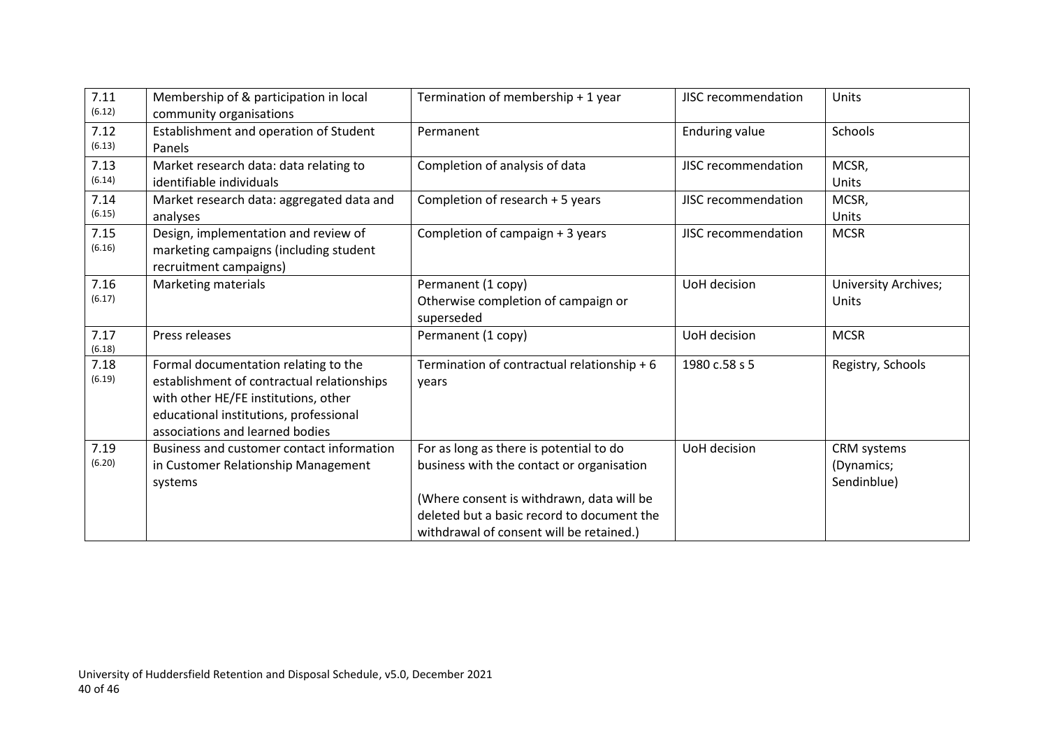| 7.11 (6.12) | Membership of & participation in local community organisations | Termination of membership + 1 year | JISC recommendation | Units |
|---|---|---|---|---|
| 7.12 (6.13) | Establishment and operation of Student Panels | Permanent | Enduring value | Schools |
| 7.13 (6.14) | Market research data: data relating to identifiable individuals | Completion of analysis of data | JISC recommendation | MCSR, Units |
| 7.14 (6.15) | Market research data: aggregated data and analyses | Completion of research + 5 years | JISC recommendation | MCSR, Units |
| 7.15 (6.16) | Design, implementation and review of marketing campaigns (including student recruitment campaigns) | Completion of campaign + 3 years | JISC recommendation | MCSR |
| 7.16 (6.17) | Marketing materials | Permanent (1 copy)<br>Otherwise completion of campaign or superseded | UoH decision | University Archives; Units |
| 7.17 (6.18) | Press releases | Permanent (1 copy) | UoH decision | MCSR |
| 7.18 (6.19) | Formal documentation relating to the establishment of contractual relationships with other HE/FE institutions, other educational institutions, professional associations and learned bodies | Termination of contractual relationship + 6 years | 1980 c.58 s 5 | Registry, Schools |
| 7.19 (6.20) | Business and customer contact information in Customer Relationship Management systems | For as long as there is potential to do business with the contact or organisation<br><br>(Where consent is withdrawn, data will be deleted but a basic record to document the withdrawal of consent will be retained.) | UoH decision | CRM systems (Dynamics; Sendinblue) |

University of Huddersfield Retention and Disposal Schedule, v5.0, December 2021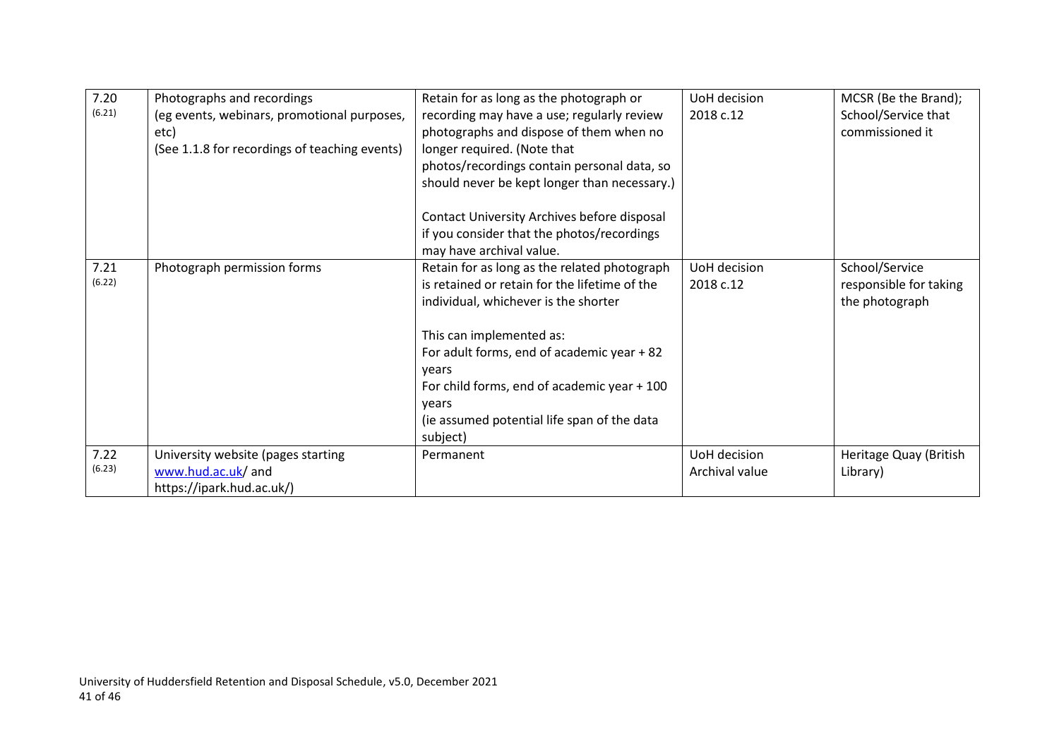| 7.20 (6.21) | Photographs and recordings<br>(eg events, webinars, promotional purposes, etc)<br>(See 1.1.8 for recordings of teaching events) | Retain for as long as the photograph or recording may have a use; regularly review photographs and dispose of them when no longer required. (Note that photos/recordings contain personal data, so should never be kept longer than necessary.)<br><br>Contact University Archives before disposal if you consider that the photos/recordings may have archival value. | UoH decision<br>2018 c.12 | MCSR (Be the Brand); School/Service that commissioned it |
|---|---|---|---|---|
| 7.21 (6.22) | Photograph permission forms | Retain for as long as the related photograph is retained or retain for the lifetime of the individual, whichever is the shorter<br><br>This can implemented as:<br>For adult forms, end of academic year + 82 years<br>For child forms, end of academic year + 100 years<br>(ie assumed potential life span of the data subject) | UoH decision<br>2018 c.12 | School/Service responsible for taking the photograph |
| 7.22 (6.23) | University website (pages starting www.hud.ac.uk/ and https://ipark.hud.ac.uk/) | Permanent | UoH decision<br>Archival value | Heritage Quay (British Library) |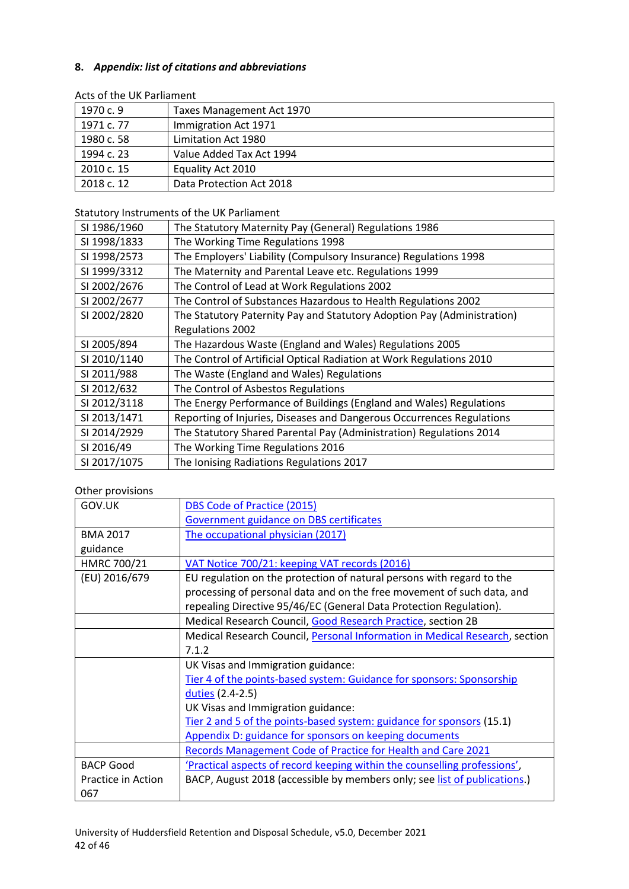## 8. *Appendix: list of citations and abbreviations*

Acts of the UK Parliament

| | |
|---|---|
| 1970 c. 9 | Taxes Management Act 1970 |
| 1971 c. 77 | Immigration Act 1971 |
| 1980 c. 58 | Limitation Act 1980 |
| 1994 c. 23 | Value Added Tax Act 1994 |
| 2010 c. 15 | Equality Act 2010 |
| 2018 c. 12 | Data Protection Act 2018 |

Statutory Instruments of the UK Parliament

| | |
|---|---|
| SI 1986/1960 | The Statutory Maternity Pay (General) Regulations 1986 |
| SI 1998/1833 | The Working Time Regulations 1998 |
| SI 1998/2573 | The Employers' Liability (Compulsory Insurance) Regulations 1998 |
| SI 1999/3312 | The Maternity and Parental Leave etc. Regulations 1999 |
| SI 2002/2676 | The Control of Lead at Work Regulations 2002 |
| SI 2002/2677 | The Control of Substances Hazardous to Health Regulations 2002 |
| SI 2002/2820 | The Statutory Paternity Pay and Statutory Adoption Pay (Administration) Regulations 2002 |
| SI 2005/894 | The Hazardous Waste (England and Wales) Regulations 2005 |
| SI 2010/1140 | The Control of Artificial Optical Radiation at Work Regulations 2010 |
| SI 2011/988 | The Waste (England and Wales) Regulations |
| SI 2012/632 | The Control of Asbestos Regulations |
| SI 2012/3118 | The Energy Performance of Buildings (England and Wales) Regulations |
| SI 2013/1471 | Reporting of Injuries, Diseases and Dangerous Occurrences Regulations |
| SI 2014/2929 | The Statutory Shared Parental Pay (Administration) Regulations 2014 |
| SI 2016/49 | The Working Time Regulations 2016 |
| SI 2017/1075 | The Ionising Radiations Regulations 2017 |

Other provisions

| | |
|---|---|
| GOV.UK | DBS Code of Practice (2015)<br>Government guidance on DBS certificates |
| BMA 2017 guidance | The occupational physician (2017) |
| HMRC 700/21 | VAT Notice 700/21: keeping VAT records (2016) |
| (EU) 2016/679 | EU regulation on the protection of natural persons with regard to the processing of personal data and on the free movement of such data, and repealing Directive 95/46/EC (General Data Protection Regulation). |
| | Medical Research Council, Good Research Practice, section 2B |
| | Medical Research Council, Personal Information in Medical Research, section 7.1.2 |
| | UK Visas and Immigration guidance:<br>Tier 4 of the points-based system: Guidance for sponsors: Sponsorship duties (2.4-2.5)<br>UK Visas and Immigration guidance:<br>Tier 2 and 5 of the points-based system: guidance for sponsors (15.1)<br>Appendix D: guidance for sponsors on keeping documents |
| | Records Management Code of Practice for Health and Care 2021 |
| BACP Good Practice in Action 067 | 'Practical aspects of record keeping within the counselling professions', BACP, August 2018 (accessible by members only; see list of publications.) |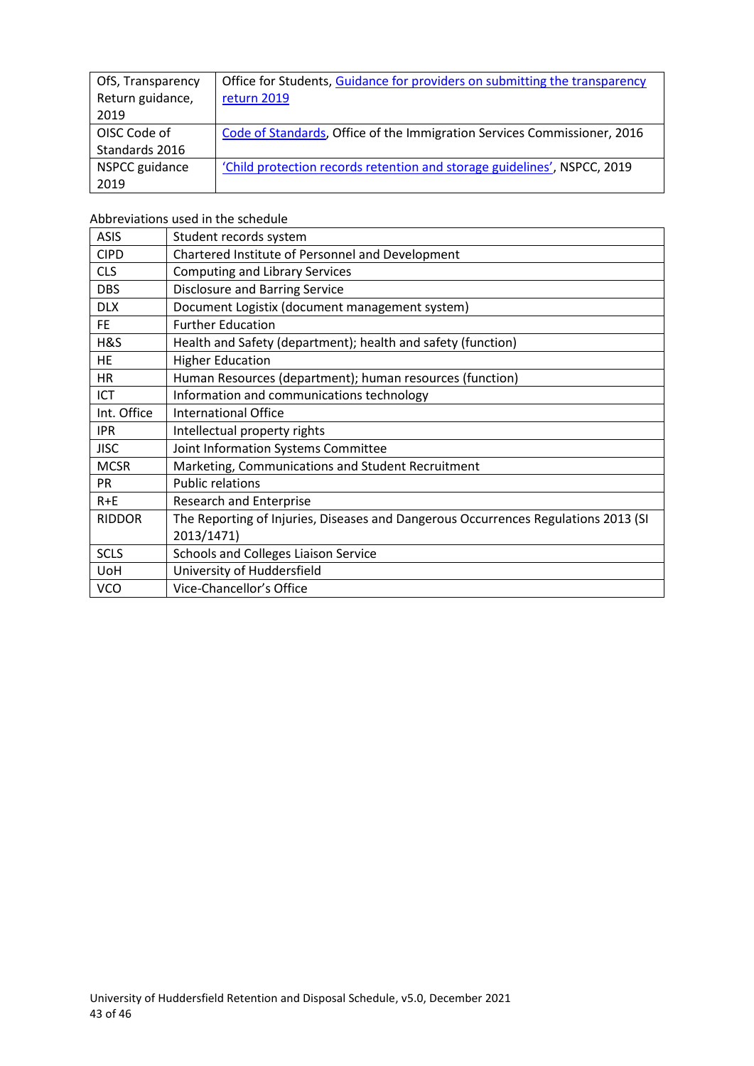| | |
|---|---|
| OfS, Transparency Return guidance, 2019 | Office for Students, [Guidance for providers on submitting the transparency return 2019]() |
| OISC Code of Standards 2016 | [Code of Standards](), Office of the Immigration Services Commissioner, 2016 |
| NSPCC guidance 2019 | ['Child protection records retention and storage guidelines'](), NSPCC, 2019 |

Abbreviations used in the schedule

| | |
|---|---|
| ASIS | Student records system |
| CIPD | Chartered Institute of Personnel and Development |
| CLS | Computing and Library Services |
| DBS | Disclosure and Barring Service |
| DLX | Document Logistix (document management system) |
| FE | Further Education |
| H&S | Health and Safety (department); health and safety (function) |
| HE | Higher Education |
| HR | Human Resources (department); human resources (function) |
| ICT | Information and communications technology |
| Int. Office | International Office |
| IPR | Intellectual property rights |
| JISC | Joint Information Systems Committee |
| MCSR | Marketing, Communications and Student Recruitment |
| PR | Public relations |
| R+E | Research and Enterprise |
| RIDDOR | The Reporting of Injuries, Diseases and Dangerous Occurrences Regulations 2013 (SI 2013/1471) |
| SCLS | Schools and Colleges Liaison Service |
| UoH | University of Huddersfield |
| VCO | Vice-Chancellor's Office |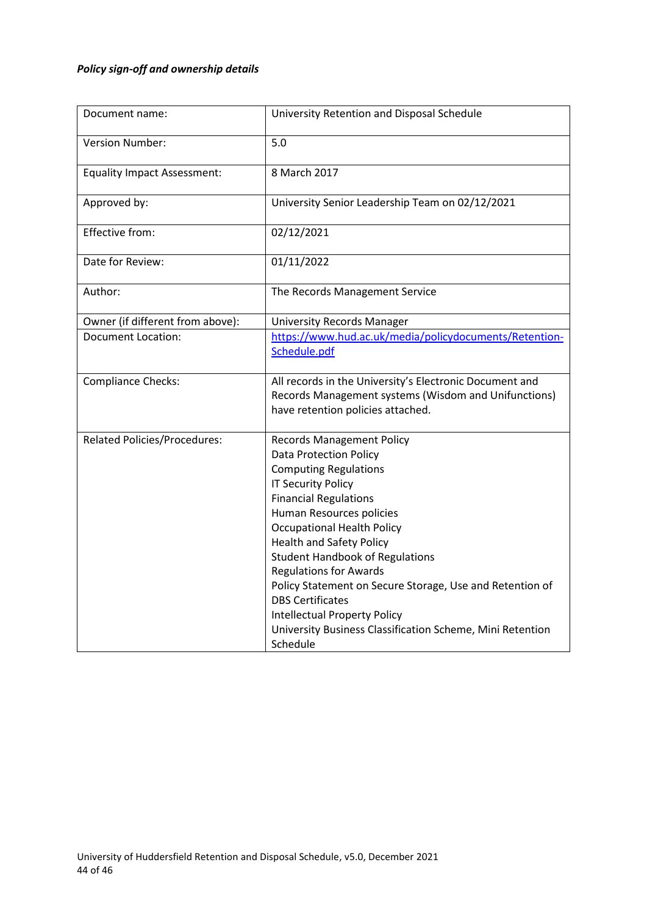***Policy sign-off and ownership details***

| | |
|---|---|
| Document name: | University Retention and Disposal Schedule |
| Version Number: | 5.0 |
| Equality Impact Assessment: | 8 March 2017 |
| Approved by: | University Senior Leadership Team on 02/12/2021 |
| Effective from: | 02/12/2021 |
| Date for Review: | 01/11/2022 |
| Author: | The Records Management Service |
| Owner (if different from above): | University Records Manager |
| Document Location: | [https://www.hud.ac.uk/media/policydocuments/Retention-Schedule.pdf](https://www.hud.ac.uk/media/policydocuments/Retention-Schedule.pdf) |
| Compliance Checks: | All records in the University's Electronic Document and Records Management systems (Wisdom and Unifunctions) have retention policies attached. |
| Related Policies/Procedures: | Records Management Policy<br>Data Protection Policy<br>Computing Regulations<br>IT Security Policy<br>Financial Regulations<br>Human Resources policies<br>Occupational Health Policy<br>Health and Safety Policy<br>Student Handbook of Regulations<br>Regulations for Awards<br>Policy Statement on Secure Storage, Use and Retention of DBS Certificates<br>Intellectual Property Policy<br>University Business Classification Scheme, Mini Retention Schedule |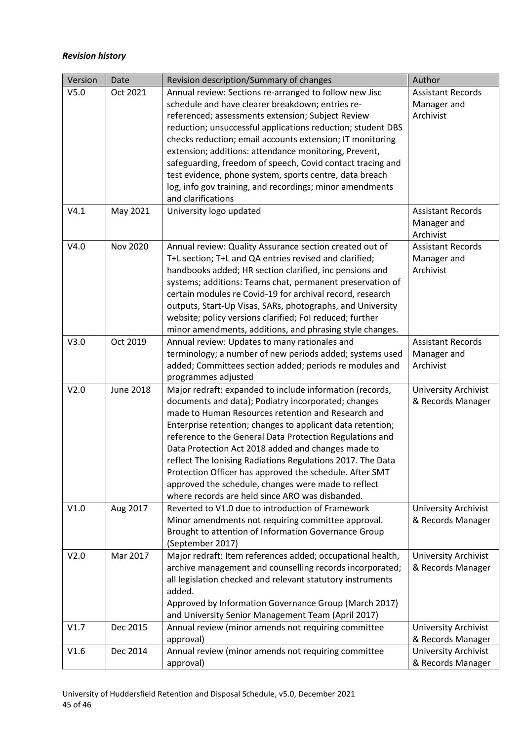***Revision history***

| Version | Date | Revision description/Summary of changes | Author |
|---|---|---|---|
| V5.0 | Oct 2021 | Annual review: Sections re-arranged to follow new Jisc schedule and have clearer breakdown; entries re-referenced; assessments extension; Subject Review reduction; unsuccessful applications reduction; student DBS checks reduction; email accounts extension; IT monitoring extension; additions: attendance monitoring, Prevent, safeguarding, freedom of speech, Covid contact tracing and test evidence, phone system, sports centre, data breach log, info gov training, and recordings; minor amendments and clarifications | Assistant Records Manager and Archivist |
| V4.1 | May 2021 | University logo updated | Assistant Records Manager and Archivist |
| V4.0 | Nov 2020 | Annual review: Quality Assurance section created out of T+L section; T+L and QA entries revised and clarified; handbooks added; HR section clarified, inc pensions and systems; additions: Teams chat, permanent preservation of certain modules re Covid-19 for archival record, research outputs, Start-Up Visas, SARs, photographs, and University website; policy versions clarified; FoI reduced; further minor amendments, additions, and phrasing style changes. | Assistant Records Manager and Archivist |
| V3.0 | Oct 2019 | Annual review: Updates to many rationales and terminology; a number of new periods added; systems used added; Committees section added; periods re modules and programmes adjusted | Assistant Records Manager and Archivist |
| V2.0 | June 2018 | Major redraft: expanded to include information (records, documents and data); Podiatry incorporated; changes made to Human Resources retention and Research and Enterprise retention; changes to applicant data retention; reference to the General Data Protection Regulations and Data Protection Act 2018 added and changes made to reflect The Ionising Radiations Regulations 2017. The Data Protection Officer has approved the schedule. After SMT approved the schedule, changes were made to reflect where records are held since ARO was disbanded. | University Archivist & Records Manager |
| V1.0 | Aug 2017 | Reverted to V1.0 due to introduction of Framework Minor amendments not requiring committee approval. Brought to attention of Information Governance Group (September 2017) | University Archivist & Records Manager |
| V2.0 | Mar 2017 | Major redraft: Item references added; occupational health, archive management and counselling records incorporated; all legislation checked and relevant statutory instruments added. Approved by Information Governance Group (March 2017) and University Senior Management Team (April 2017) | University Archivist & Records Manager |
| V1.7 | Dec 2015 | Annual review (minor amends not requiring committee approval) | University Archivist & Records Manager |
| V1.6 | Dec 2014 | Annual review (minor amends not requiring committee approval) | University Archivist & Records Manager |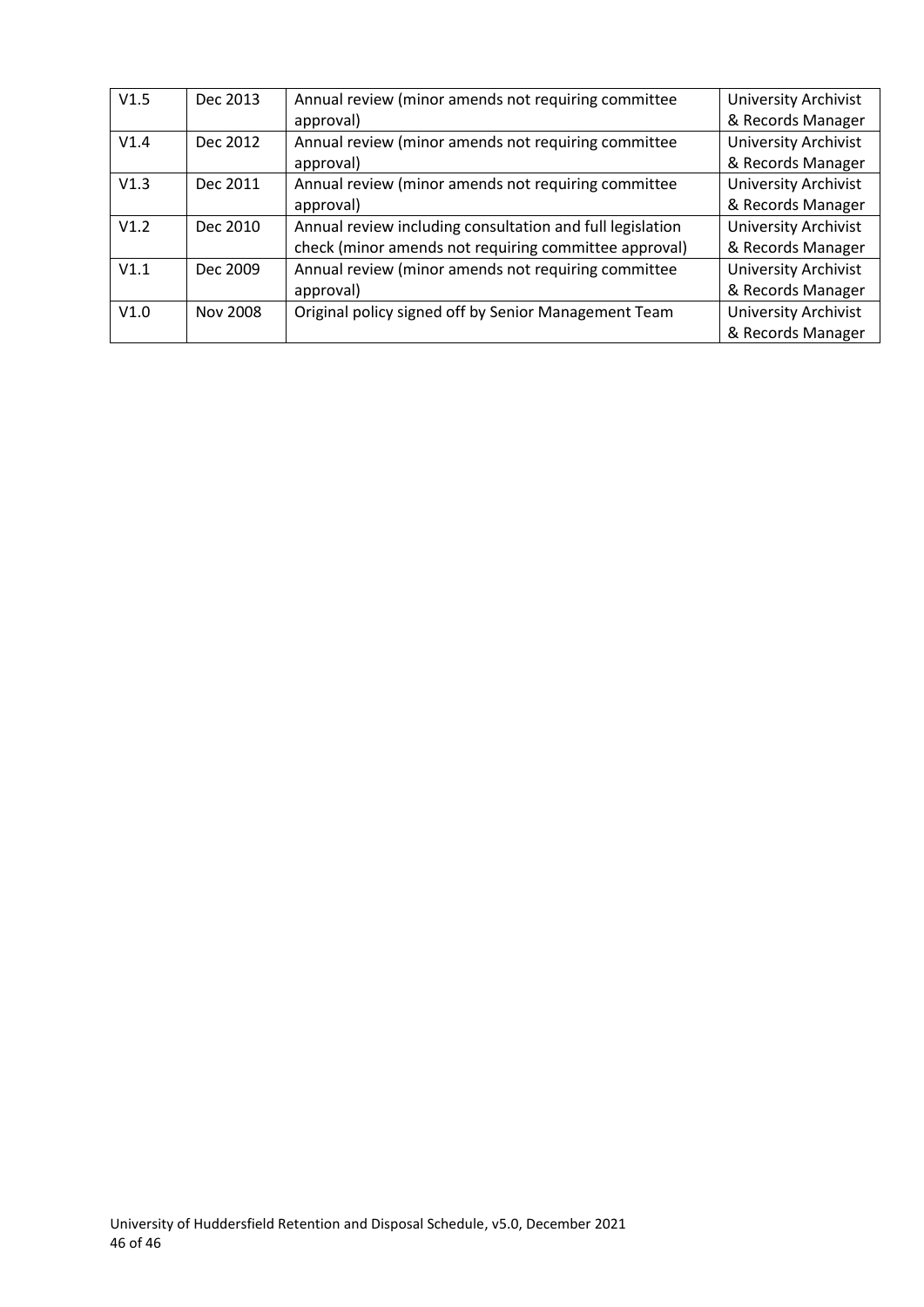| | | | |
|---|---|---|---|
| V1.5 | Dec 2013 | Annual review (minor amends not requiring committee approval) | University Archivist & Records Manager |
| V1.4 | Dec 2012 | Annual review (minor amends not requiring committee approval) | University Archivist & Records Manager |
| V1.3 | Dec 2011 | Annual review (minor amends not requiring committee approval) | University Archivist & Records Manager |
| V1.2 | Dec 2010 | Annual review including consultation and full legislation check (minor amends not requiring committee approval) | University Archivist & Records Manager |
| V1.1 | Dec 2009 | Annual review (minor amends not requiring committee approval) | University Archivist & Records Manager |
| V1.0 | Nov 2008 | Original policy signed off by Senior Management Team | University Archivist & Records Manager |